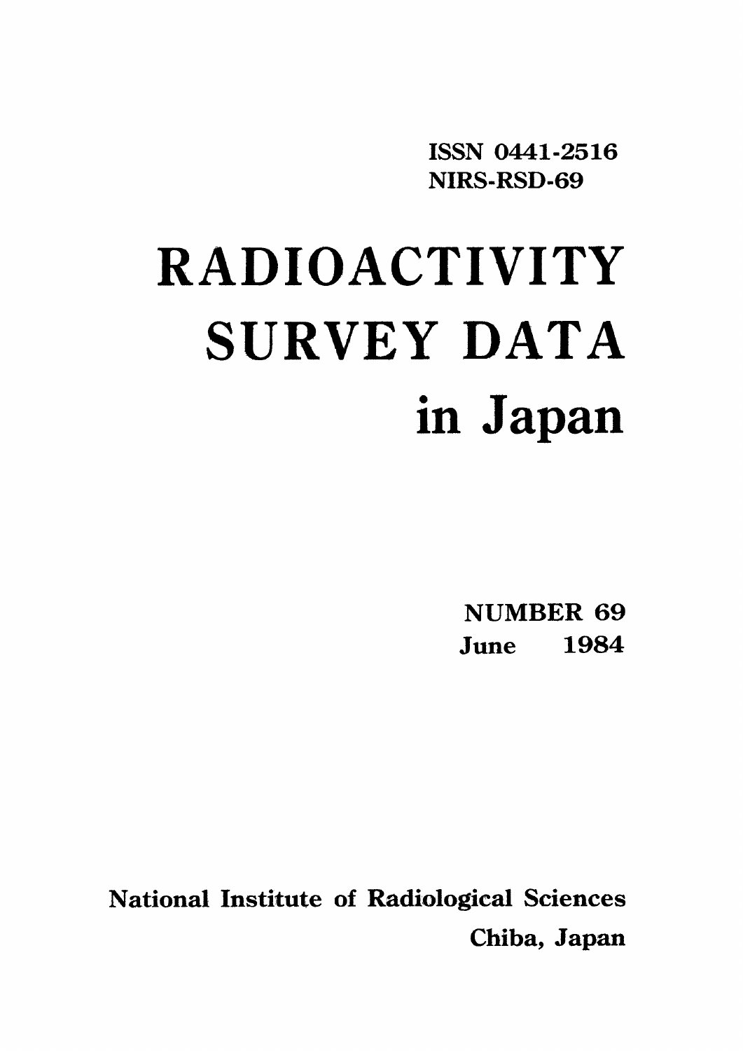ISSN 0441-2516
NIRS-RSD-69

# RADIOACTIVITY SURVEY DATA in Japan

NUMBER 69
June 1984

National Institute of Radiological Sciences
Chiba, Japan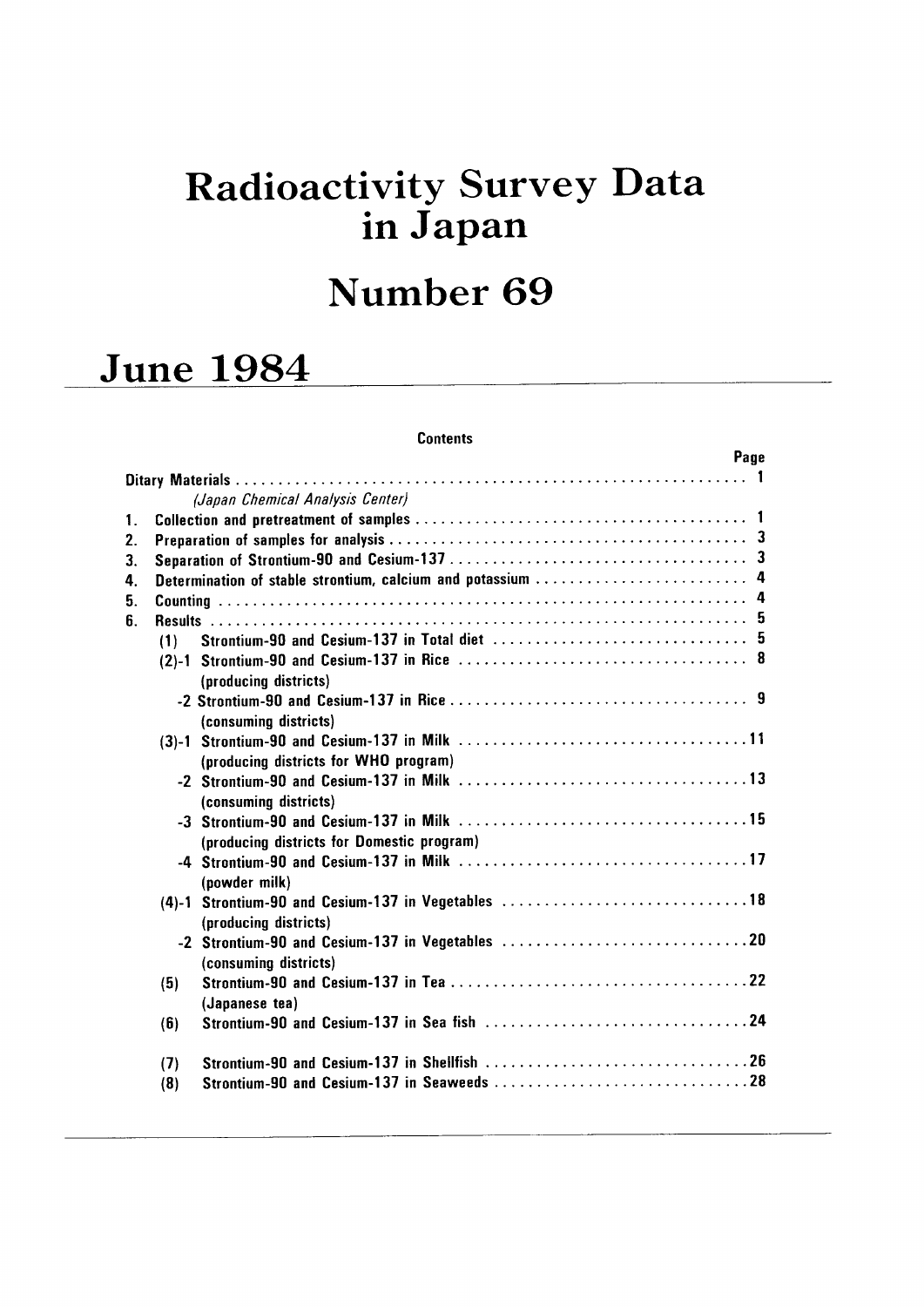# Radioactivity Survey Data in Japan

# Number 69

# June 1984

**Contents**

| | Page |
|---|---|
| Ditary Materials | 1 |
| *(Japan Chemical Analysis Center)* | |
| 1. Collection and pretreatment of samples | 1 |
| 2. Preparation of samples for analysis | 3 |
| 3. Separation of Strontium-90 and Cesium-137 | 3 |
| 4. Determination of stable strontium, calcium and potassium | 4 |
| 5. Counting | 4 |
| 6. Results | 5 |
| (1) Strontium-90 and Cesium-137 in Total diet | 5 |
| (2)-1 Strontium-90 and Cesium-137 in Rice (producing districts) | 8 |
| -2 Strontium-90 and Cesium-137 in Rice (consuming districts) | 9 |
| (3)-1 Strontium-90 and Cesium-137 in Milk (producing districts for WHO program) | 11 |
| -2 Strontium-90 and Cesium-137 in Milk (consuming districts) | 13 |
| -3 Strontium-90 and Cesium-137 in Milk (producing districts for Domestic program) | 15 |
| -4 Strontium-90 and Cesium-137 in Milk (powder milk) | 17 |
| (4)-1 Strontium-90 and Cesium-137 in Vegetables (producing districts) | 18 |
| -2 Strontium-90 and Cesium-137 in Vegetables (consuming districts) | 20 |
| (5) Strontium-90 and Cesium-137 in Tea (Japanese tea) | 22 |
| (6) Strontium-90 and Cesium-137 in Sea fish | 24 |
| (7) Strontium-90 and Cesium-137 in Shellfish | 26 |
| (8) Strontium-90 and Cesium-137 in Seaweeds | 28 |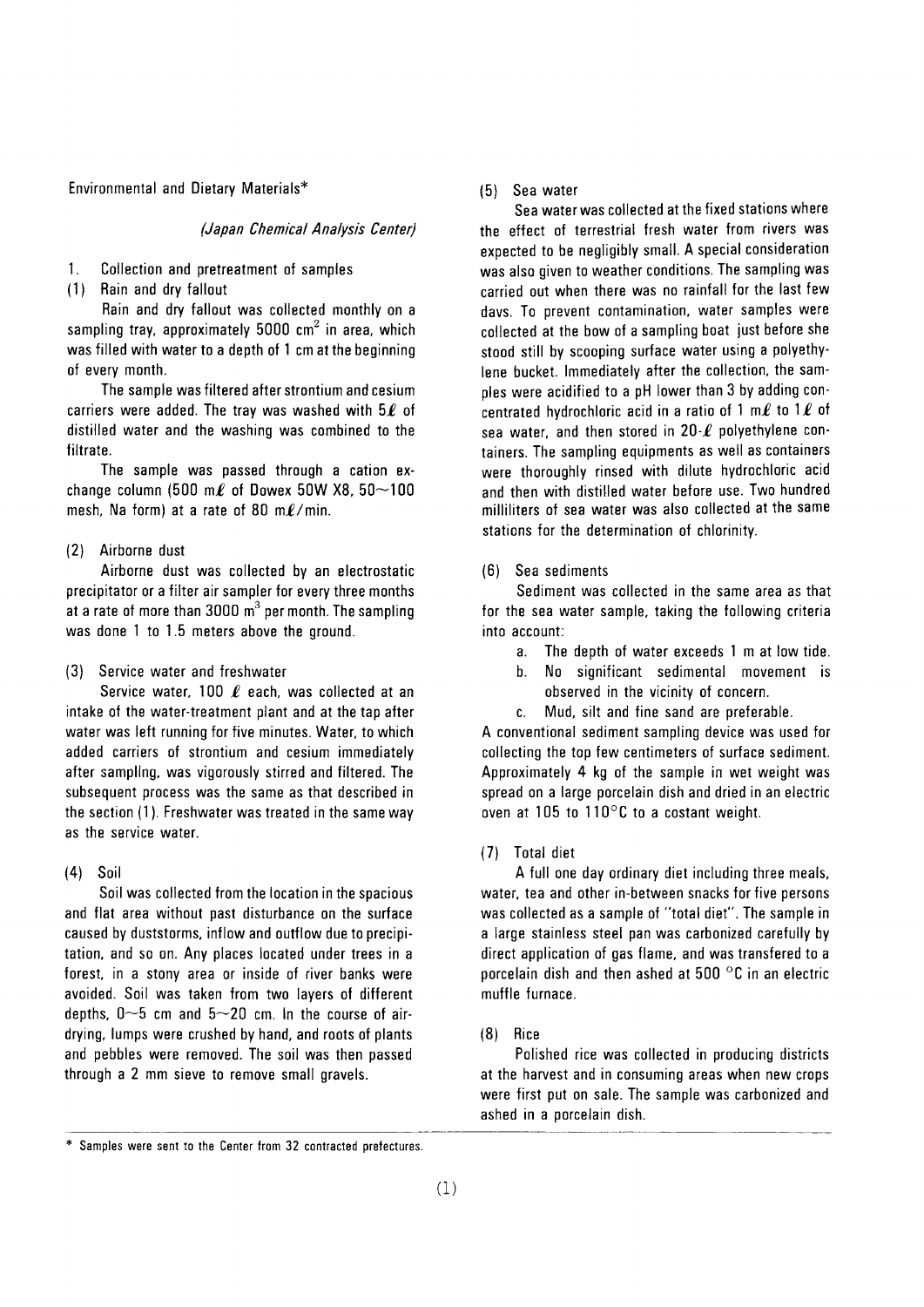Environmental and Dietary Materials*

*(Japan Chemical Analysis Center)*

## 1. Collection and pretreatment of samples

### (1) Rain and dry fallout

Rain and dry fallout was collected monthly on a sampling tray, approximately 5000 $cm^2$ in area, which was filled with water to a depth of 1 cm at the beginning of every month.

The sample was filtered after strontium and cesium carriers were added. The tray was washed with 5ℓ of distilled water and the washing was combined to the filtrate.

The sample was passed through a cation exchange column (500 mℓ of Dowex 50W X8, 50~100 mesh, Na form) at a rate of 80 mℓ/min.

### (2) Airborne dust

Airborne dust was collected by an electrostatic precipitator or a filter air sampler for every three months at a rate of more than 3000 $m^3$ per month. The sampling was done 1 to 1.5 meters above the ground.

### (3) Service water and freshwater

Service water, 100 ℓ each, was collected at an intake of the water-treatment plant and at the tap after water was left running for five minutes. Water, to which added carriers of strontium and cesium immediately after sampllng, was vigorously stirred and filtered. The subsequent process was the same as that described in the section (1). Freshwater was treated in the same way as the service water.

### (4) Soil

Soil was collected from the location in the spacious and flat area without past disturbance on the surface caused by duststorms, inflow and outflow due to precipitation, and so on. Any places located under trees in a forest, in a stony area or inside of river banks were avoided. Soil was taken from two layers of different depths, 0~5 cm and 5~20 cm. In the course of air-drying, lumps were crushed by hand, and roots of plants and pebbles were removed. The soil was then passed through a 2 mm sieve to remove small gravels.

### (5) Sea water

Sea water was collected at the fixed stations where the effect of terrestrial fresh water from rivers was expected to be negligibly small. A special consideration was also given to weather conditions. The sampling was carried out when there was no rainfall for the last few days. To prevent contamination, water samples were collected at the bow of a sampling boat just before she stood still by scooping surface water using a polyethylene bucket. Immediately after the collection, the samples were acidified to a pH lower than 3 by adding concentrated hydrochloric acid in a ratio of 1 mℓ to 1ℓ of sea water, and then stored in 20-ℓ polyethylene containers. The sampling equipments as well as containers were thoroughly rinsed with dilute hydrochloric acid and then with distilled water before use. Two hundred milliliters of sea water was also collected at the same stations for the determination of chlorinity.

### (6) Sea sediments

Sediment was collected in the same area as that for the sea water sample, taking the following criteria into account:

a. The depth of water exceeds 1 m at low tide.
b. No significant sedimental movement is observed in the vicinity of concern.
c. Mud, silt and fine sand are preferable.

A conventional sediment sampling device was used for collecting the top few centimeters of surface sediment. Approximately 4 kg of the sample in wet weight was spread on a large porcelain dish and dried in an electric oven at 105 to 110°C to a costant weight.

### (7) Total diet

A full one day ordinary diet including three meals, water, tea and other in-between snacks for five persons was collected as a sample of "total diet". The sample in a large stainless steel pan was carbonized carefully by direct application of gas flame, and was transfered to a porcelain dish and then ashed at 500 °C in an electric muffle furnace.

### (8) Rice

Polished rice was collected in producing districts at the harvest and in consuming areas when new crops were first put on sale. The sample was carbonized and ashed in a porcelain dish.

---

\* Samples were sent to the Center from 32 contracted prefectures.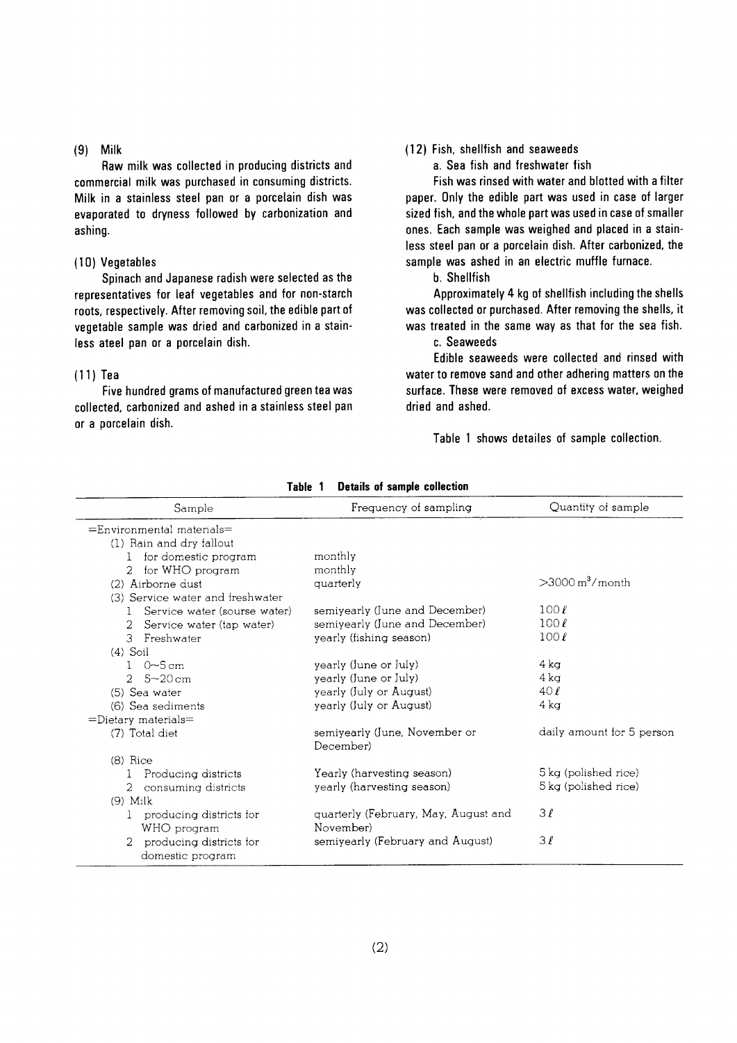### (9) Milk

Raw milk was collected in producing districts and commercial milk was purchased in consuming districts. Milk in a stainless steel pan or a porcelain dish was evaporated to dryness followed by carbonization and ashing.

### (10) Vegetables

Spinach and Japanese radish were selected as the representatives for leaf vegetables and for non-starch roots, respectively. After removing soil, the edible part of vegetable sample was dried and carbonized in a stainless ateel pan or a porcelain dish.

### (11) Tea

Five hundred grams of manufactured green tea was collected, carbonized and ashed in a stainless steel pan or a porcelain dish.

### (12) Fish, shellfish and seaweeds

a. Sea fish and freshwater fish

Fish was rinsed with water and blotted with a filter paper. Only the edible part was used in case of larger sized fish, and the whole part was used in case of smaller ones. Each sample was weighed and placed in a stainless steel pan or a porcelain dish. After carbonized, the sample was ashed in an electric muffle furnace.

b. Shellfish

Approximately 4 kg of shellfish including the shells was collected or purchased. After removing the shells, it was treated in the same way as that for the sea fish.

c. Seaweeds

Edible seaweeds were collected and rinsed with water to remove sand and other adhering matters on the surface. These were removed of excess water, weighed dried and ashed.

Table 1 shows detailes of sample collection.

**Table 1 Details of sample collection**

| Sample | Frequency of sampling | Quantity of sample |
|---|---|---|
| =Environmental materials= | | |
| (1) Rain and dry fallout | | |
| 1 for domestic program | monthly | |
| 2 for WHO program | monthly | |
| (2) Airborne dust | quarterly | >3000 $m^3$/month |
| (3) Service water and freshwater | | |
| 1 Service water (sourse water) | semiyearly (June and December) | 100 ℓ |
| 2 Service water (tap water) | semiyearly (June and December) | 100 ℓ |
| 3 Freshwater | yearly (fishing season) | 100 ℓ |
| (4) Soil | | |
| 1 0~5 cm | yearly (June or July) | 4 kg |
| 2 5~20 cm | yearly (June or July) | 4 kg |
| (5) Sea water | yearly (July or August) | 40 ℓ |
| (6) Sea sediments | yearly (July or August) | 4 kg |
| =Dietary materials= | | |
| (7) Total diet | semiyearly (June, November or December) | daily amount for 5 person |
| (8) Rice | | |
| 1 Producing districts | Yearly (harvesting season) | 5 kg (polished rice) |
| 2 consuming districts | yearly (harvesting season) | 5 kg (polished rice) |
| (9) Milk | | |
| 1 producing districts for WHO program | quarterly (February, May, August and November) | 3 ℓ |
| 2 producing districts for domestic program | semiyearly (February and August) | 3 ℓ |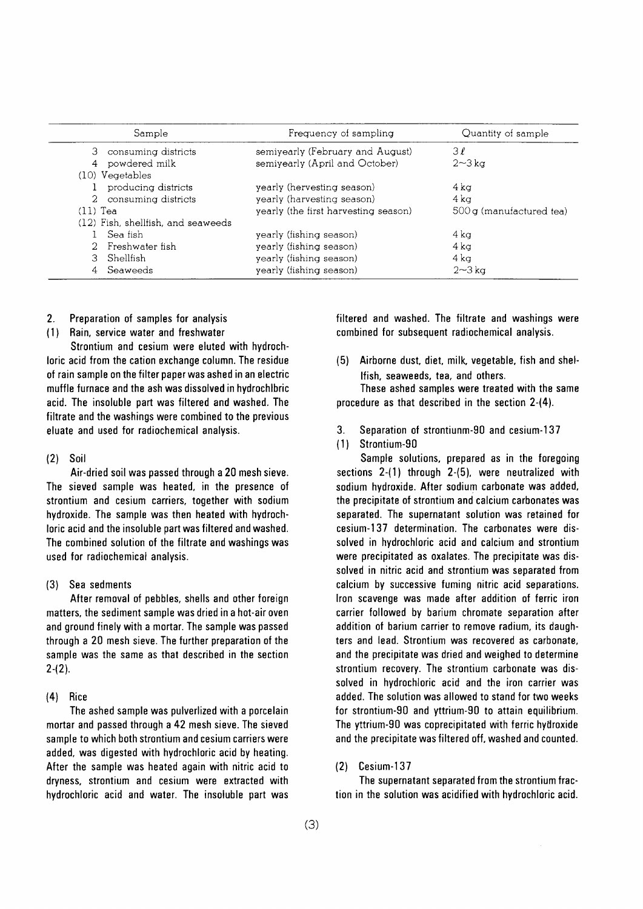| Sample | Frequency of sampling | Quantity of sample |
|---|---|---|
| 3 consuming districts | semiyearly (February and August) | 3 ℓ |
| 4 powdered milk | semiyearly (April and October) | 2~3 kg |
| (10) Vegetables | | |
| 1 producing districts | yearly (hervesting season) | 4 kg |
| 2 consuming districts | yearly (harvesting season) | 4 kg |
| (11) Tea | yearly (the first harvesting season) | 500 g (manufactured tea) |
| (12) Fish, shellfish, and seaweeds | | |
| 1 Sea fish | yearly (fishing season) | 4 kg |
| 2 Freshwater fish | yearly (fishing season) | 4 kg |
| 3 Shellfish | yearly (fishing season) | 4 kg |
| 4 Seaweeds | yearly (fishing season) | 2~3 kg |

## 2. Preparation of samples for analysis

### (1) Rain, service water and freshwater

Strontium and cesium were eluted with hydrochloric acid from the cation exchange column. The residue of rain sample on the filter paper was ashed in an electric muffle furnace and the ash was dissolved in hydrochlbric acid. The insoluble part was filtered and washed. The filtrate and the washings were combined to the previous eluate and used for radiochemical analysis.

### (2) Soil

Air-dried soil was passed through a 20 mesh sieve. The sieved sample was heated, in the presence of strontium and cesium carriers, together with sodium hydroxide. The sample was then heated with hydrochloric acid and the insoluble part was filtered and washed. The combined solution of the filtrate and washings was used for radiochemical analysis.

### (3) Sea sediments

After removal of pebbles, shells and other foreign matters, the sediment sample was dried in a hot-air oven and ground finely with a mortar. The sample was passed through a 20 mesh sieve. The further preparation of the sample was the same as that described in the section 2-(2).

### (4) Rice

The ashed sample was pulverlized with a porcelain mortar and passed through a 42 mesh sieve. The sieved sample to which both strontium and cesium carriers were added, was digested with hydrochloric acid by heating. After the sample was heated again with nitric acid to dryness, strontium and cesium were extracted with hydrochloric acid and water. The insoluble part was filtered and washed. The filtrate and washings were combined for subsequent radiochemical analysis.

### (5) Airborne dust, diet, milk, vegetable, fish and shellfish, seaweeds, tea, and others.

These ashed samples were treated with the same procedure as that described in the section 2-(4).

## 3. Separation of strontiunm-90 and cesium-137

### (1) Strontium-90

Sample solutions, prepared as in the foregoing sections 2-(1) through 2-(5), were neutralized with sodium hydroxide. After sodium carbonate was added, the precipitate of strontium and calcium carbonates was separated. The supernatant solution was retained for cesium-137 determination. The carbonates were dissolved in hydrochloric acid and calcium and strontium were precipitated as oxalates. The precipitate was dissolved in nitric acid and strontium was separated from calcium by successive fuming nitric acid separations. Iron scavenge was made after addition of ferric iron carrier followed by barium chromate separation after addition of barium carrier to remove radium, its daughters and lead. Strontium was recovered as carbonate, and the precipitate was dried and weighed to determine strontium recovery. The strontium carbonate was dissolved in hydrochloric acid and the iron carrier was added. The solution was allowed to stand for two weeks for strontium-90 and yttrium-90 to attain equilibrium. The yttrium-90 was coprecipitated with ferric hydroxide and the precipitate was filtered off, washed and counted.

### (2) Cesium-137

The supernatant separated from the strontium fraction in the solution was acidified with hydrochloric acid.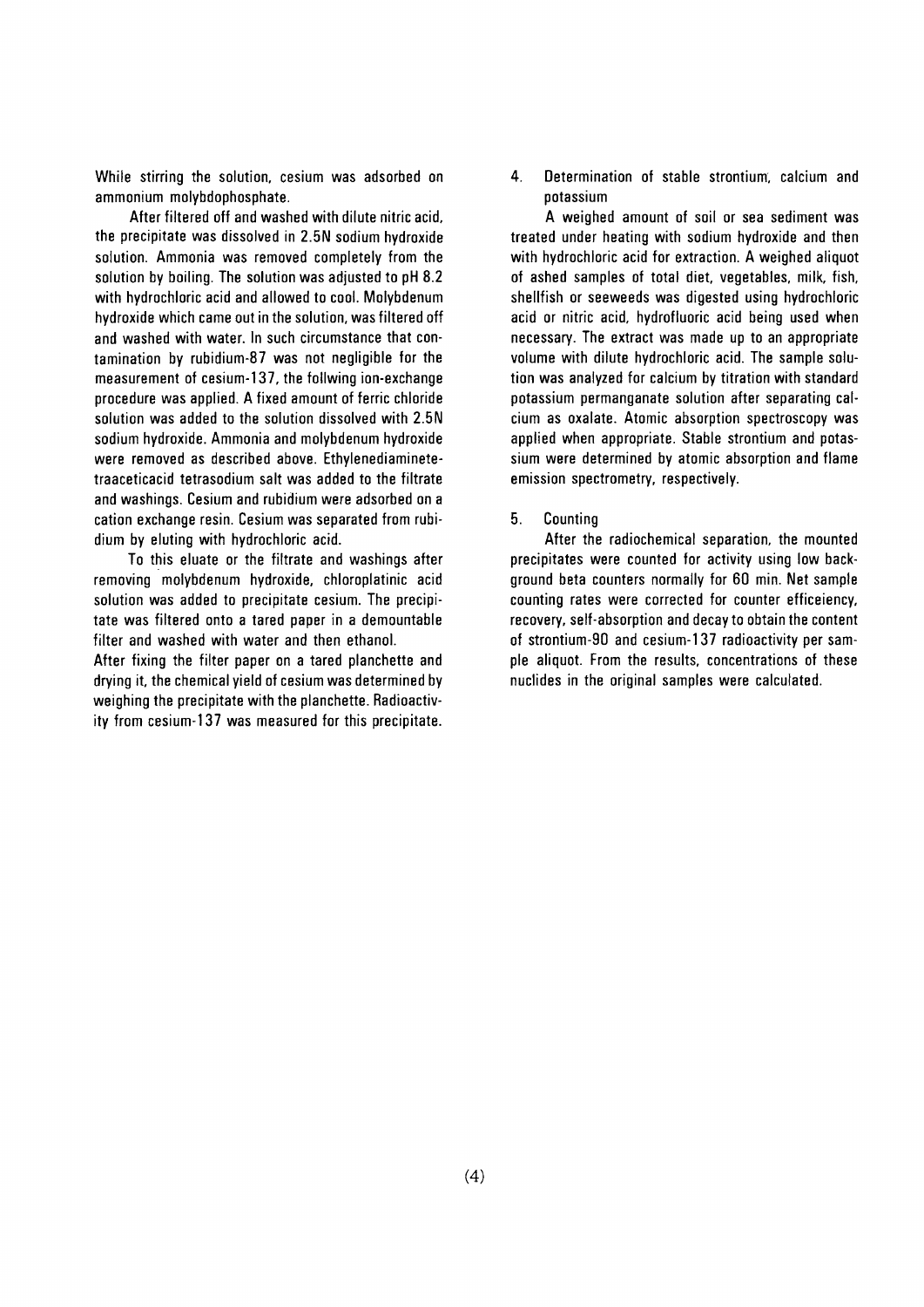While stirring the solution, cesium was adsorbed on ammonium molybdophosphate.

After filtered off and washed with dilute nitric acid, the precipitate was dissolved in 2.5N sodium hydroxide solution. Ammonia was removed completely from the solution by boiling. The solution was adjusted to pH 8.2 with hydrochloric acid and allowed to cool. Molybdenum hydroxide which came out in the solution, was filtered off and washed with water. In such circumstance that contamination by rubidium-87 was not negligible for the measurement of cesium-137, the follwing ion-exchange procedure was applied. A fixed amount of ferric chloride solution was added to the solution dissolved with 2.5N sodium hydroxide. Ammonia and molybdenum hydroxide were removed as described above. Ethylenediaminetetraaceticacid tetrasodium salt was added to the filtrate and washings. Cesium and rubidium were adsorbed on a cation exchange resin. Cesium was separated from rubidium by eluting with hydrochloric acid.

To this eluate or the filtrate and washings after removing molybdenum hydroxide, chloroplatinic acid solution was added to precipitate cesium. The precipitate was filtered onto a tared paper in a demountable filter and washed with water and then ethanol.

After fixing the filter paper on a tared planchette and drying it, the chemical yield of cesium was determined by weighing the precipitate with the planchette. Radioactivity from cesium-137 was measured for this precipitate.

## 4. Determination of stable strontium, calcium and potassium

A weighed amount of soil or sea sediment was treated under heating with sodium hydroxide and then with hydrochloric acid for extraction. A weighed aliquot of ashed samples of total diet, vegetables, milk, fish, shellfish or seaweeds was digested using hydrochloric acid or nitric acid, hydrofluoric acid being used when necessary. The extract was made up to an appropriate volume with dilute hydrochloric acid. The sample solution was analyzed for calcium by titration with standard potassium permanganate solution after separating calcium as oxalate. Atomic absorption spectroscopy was applied when appropriate. Stable strontium and potassium were determined by atomic absorption and flame emission spectrometry, respectively.

## 5. Counting

After the radiochemical separation, the mounted precipitates were counted for activity using low background beta counters normally for 60 min. Net sample counting rates were corrected for counter efficeiency, recovery, self-absorption and decay to obtain the content of strontium-90 and cesium-137 radioactivity per sample aliquot. From the results, concentrations of these nuclides in the original samples were calculated.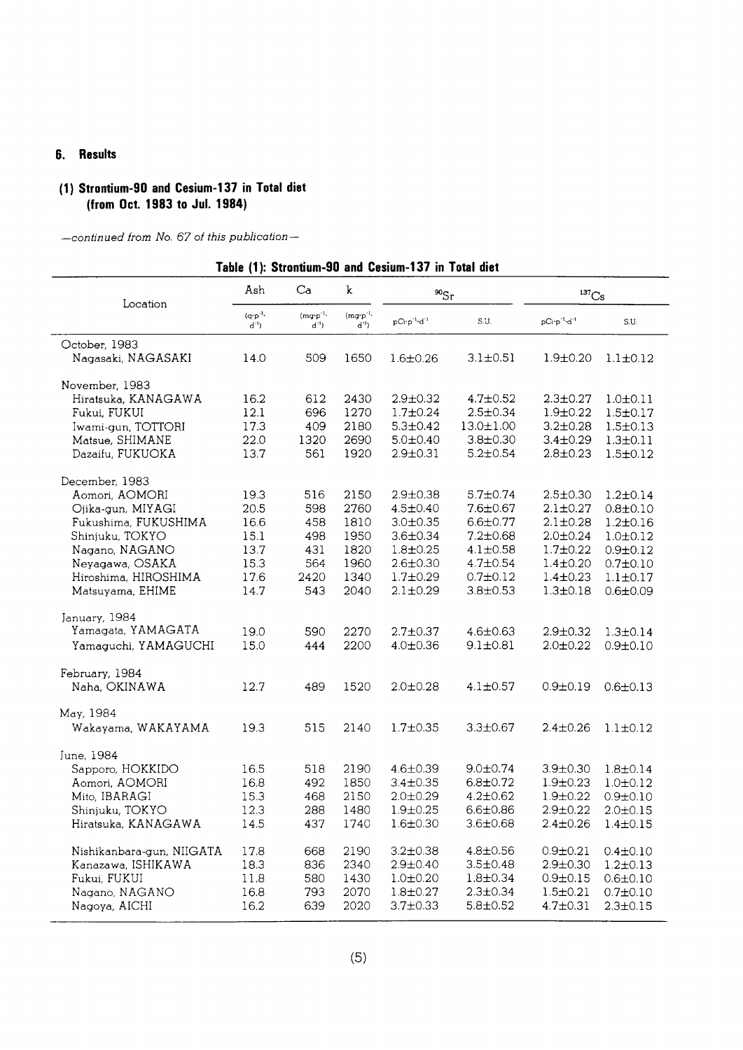## 6. Results

### (1) Strontium-90 and Cesium-137 in Total diet (from Oct. 1983 to Jul. 1984)

*—continued from No. 67 of this publication—*

**Table (1): Strontium-90 and Cesium-137 in Total diet**

| Location | Ash | Ca | k | $^{90}Sr$ | | $^{137}Cs$ | |
|---|---|---|---|---|---|---|---|
| | $(g \cdot p^{-1} \cdot d^{-1})$ | $(mg \cdot p^{-1} \cdot d^{-1})$ | $(mg \cdot p^{-1} \cdot d^{-1})$ | $pCi \cdot p^{-1} \cdot d^{-1}$ | S.U. | $pCi \cdot p^{-1} \cdot d^{-1}$ | S.U. |
| October, 1983 | | | | | | | |
| Nagasaki, NAGASAKI | 14.0 | 509 | 1650 | 1.6±0.26 | 3.1±0.51 | 1.9±0.20 | 1.1±0.12 |
| November, 1983 | | | | | | | |
| Hiratsuka, KANAGAWA | 16.2 | 612 | 2430 | 2.9±0.32 | 4.7±0.52 | 2.3±0.27 | 1.0±0.11 |
| Fukui, FUKUI | 12.1 | 696 | 1270 | 1.7±0.24 | 2.5±0.34 | 1.9±0.22 | 1.5±0.17 |
| Iwami-gun, TOTTORI | 17.3 | 409 | 2180 | 5.3±0.42 | 13.0±1.00 | 3.2±0.28 | 1.5±0.13 |
| Matsue, SHIMANE | 22.0 | 1320 | 2690 | 5.0±0.40 | 3.8±0.30 | 3.4±0.29 | 1.3±0.11 |
| Dazaifu, FUKUOKA | 13.7 | 561 | 1920 | 2.9±0.31 | 5.2±0.54 | 2.8±0.23 | 1.5±0.12 |
| December, 1983 | | | | | | | |
| Aomori, AOMORI | 19.3 | 516 | 2150 | 2.9±0.38 | 5.7±0.74 | 2.5±0.30 | 1.2±0.14 |
| Ojika-gun, MIYAGI | 20.5 | 598 | 2760 | 4.5±0.40 | 7.6±0.67 | 2.1±0.27 | 0.8±0.10 |
| Fukushima, FUKUSHIMA | 16.6 | 458 | 1810 | 3.0±0.35 | 6.6±0.77 | 2.1±0.28 | 1.2±0.16 |
| Shinjuku, TOKYO | 15.1 | 498 | 1950 | 3.6±0.34 | 7.2±0.68 | 2.0±0.24 | 1.0±0.12 |
| Nagano, NAGANO | 13.7 | 431 | 1820 | 1.8±0.25 | 4.1±0.58 | 1.7±0.22 | 0.9±0.12 |
| Neyagawa, OSAKA | 15.3 | 564 | 1960 | 2.6±0.30 | 4.7±0.54 | 1.4±0.20 | 0.7±0.10 |
| Hiroshima, HIROSHIMA | 17.6 | 2420 | 1340 | 1.7±0.29 | 0.7±0.12 | 1.4±0.23 | 1.1±0.17 |
| Matsuyama, EHIME | 14.7 | 543 | 2040 | 2.1±0.29 | 3.8±0.53 | 1.3±0.18 | 0.6±0.09 |
| January, 1984 | | | | | | | |
| Yamagata, YAMAGATA | 19.0 | 590 | 2270 | 2.7±0.37 | 4.6±0.63 | 2.9±0.32 | 1.3±0.14 |
| Yamaguchi, YAMAGUCHI | 15.0 | 444 | 2200 | 4.0±0.36 | 9.1±0.81 | 2.0±0.22 | 0.9±0.10 |
| February, 1984 | | | | | | | |
| Naha, OKINAWA | 12.7 | 489 | 1520 | 2.0±0.28 | 4.1±0.57 | 0.9±0.19 | 0.6±0.13 |
| May, 1984 | | | | | | | |
| Wakayama, WAKAYAMA | 19.3 | 515 | 2140 | 1.7±0.35 | 3.3±0.67 | 2.4±0.26 | 1.1±0.12 |
| June, 1984 | | | | | | | |
| Sapporo, HOKKIDO | 16.5 | 518 | 2190 | 4.6±0.39 | 9.0±0.74 | 3.9±0.30 | 1.8±0.14 |
| Aomori, AOMORI | 16.8 | 492 | 1850 | 3.4±0.35 | 6.8±0.72 | 1.9±0.23 | 1.0±0.12 |
| Mito, IBARAGI | 15.3 | 468 | 2150 | 2.0±0.29 | 4.2±0.62 | 1.9±0.22 | 0.9±0.10 |
| Shinjuku, TOKYO | 12.3 | 288 | 1480 | 1.9±0.25 | 6.6±0.86 | 2.9±0.22 | 2.0±0.15 |
| Hiratsuka, KANAGAWA | 14.5 | 437 | 1740 | 1.6±0.30 | 3.6±0.68 | 2.4±0.26 | 1.4±0.15 |
| Nishikanbara-gun, NIIGATA | 17.8 | 668 | 2190 | 3.2±0.38 | 4.8±0.56 | 0.9±0.21 | 0.4±0.10 |
| Kanazawa, ISHIKAWA | 18.3 | 836 | 2340 | 2.9±0.40 | 3.5±0.48 | 2.9±0.30 | 1.2±0.13 |
| Fukui, FUKUI | 11.8 | 580 | 1430 | 1.0±0.20 | 1.8±0.34 | 0.9±0.15 | 0.6±0.10 |
| Nagano, NAGANO | 16.8 | 793 | 2070 | 1.8±0.27 | 2.3±0.34 | 1.5±0.21 | 0.7±0.10 |
| Nagoya, AICHI | 16.2 | 639 | 2020 | 3.7±0.33 | 5.8±0.52 | 4.7±0.31 | 2.3±0.15 |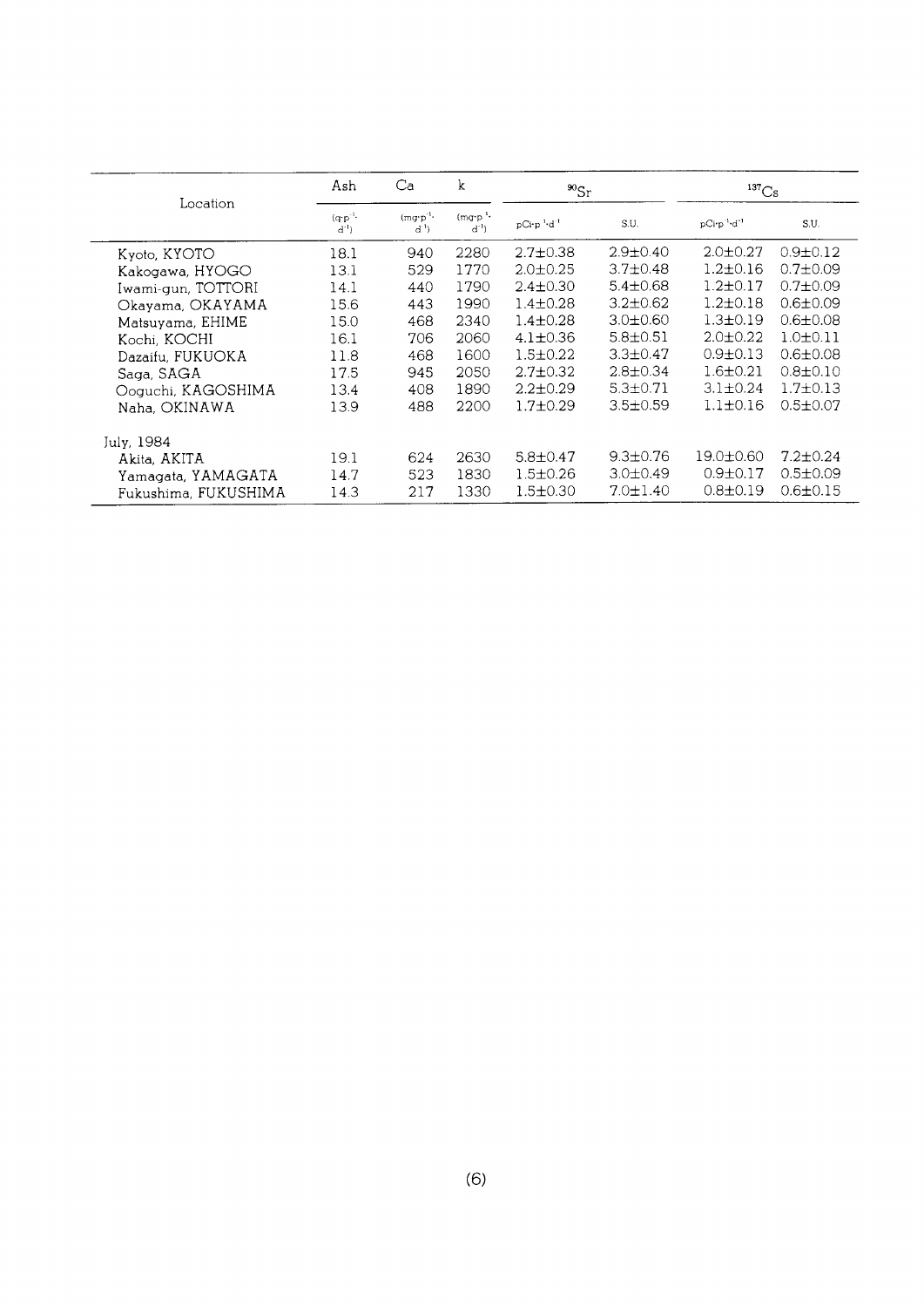| Location | Ash | Ca | k | $^{90}Sr$ | | $^{137}Cs$ | |
|---|---|---|---|---|---|---|---|
| | $(g \cdot p^{-1} \cdot d^{-1})$ | $(mg \cdot p^{-1} \cdot d^{-1})$ | $(mg \cdot p^{-1} \cdot d^{-1})$ | $pCi \cdot p^{-1} \cdot d^{-1}$ | S.U. | $pCi \cdot p^{-1} \cdot d^{-1}$ | S.U. |
| Kyoto, KYOTO | 18.1 | 940 | 2280 | 2.7±0.38 | 2.9±0.40 | 2.0±0.27 | 0.9±0.12 |
| Kakogawa, HYOGO | 13.1 | 529 | 1770 | 2.0±0.25 | 3.7±0.48 | 1.2±0.16 | 0.7±0.09 |
| Iwami-gun, TOTTORI | 14.1 | 440 | 1790 | 2.4±0.30 | 5.4±0.68 | 1.2±0.17 | 0.7±0.09 |
| Okayama, OKAYAMA | 15.6 | 443 | 1990 | 1.4±0.28 | 3.2±0.62 | 1.2±0.18 | 0.6±0.09 |
| Matsuyama, EHIME | 15.0 | 468 | 2340 | 1.4±0.28 | 3.0±0.60 | 1.3±0.19 | 0.6±0.08 |
| Kochi, KOCHI | 16.1 | 706 | 2060 | 4.1±0.36 | 5.8±0.51 | 2.0±0.22 | 1.0±0.11 |
| Dazaifu, FUKUOKA | 11.8 | 468 | 1600 | 1.5±0.22 | 3.3±0.47 | 0.9±0.13 | 0.6±0.08 |
| Saga, SAGA | 17.5 | 945 | 2050 | 2.7±0.32 | 2.8±0.34 | 1.6±0.21 | 0.8±0.10 |
| Ooguchi, KAGOSHIMA | 13.4 | 408 | 1890 | 2.2±0.29 | 5.3±0.71 | 3.1±0.24 | 1.7±0.13 |
| Naha, OKINAWA | 13.9 | 488 | 2200 | 1.7±0.29 | 3.5±0.59 | 1.1±0.16 | 0.5±0.07 |
| July, 1984 | | | | | | | |
| Akita, AKITA | 19.1 | 624 | 2630 | 5.8±0.47 | 9.3±0.76 | 19.0±0.60 | 7.2±0.24 |
| Yamagata, YAMAGATA | 14.7 | 523 | 1830 | 1.5±0.26 | 3.0±0.49 | 0.9±0.17 | 0.5±0.09 |
| Fukushima, FUKUSHIMA | 14.3 | 217 | 1330 | 1.5±0.30 | 7.0±1.40 | 0.8±0.19 | 0.6±0.15 |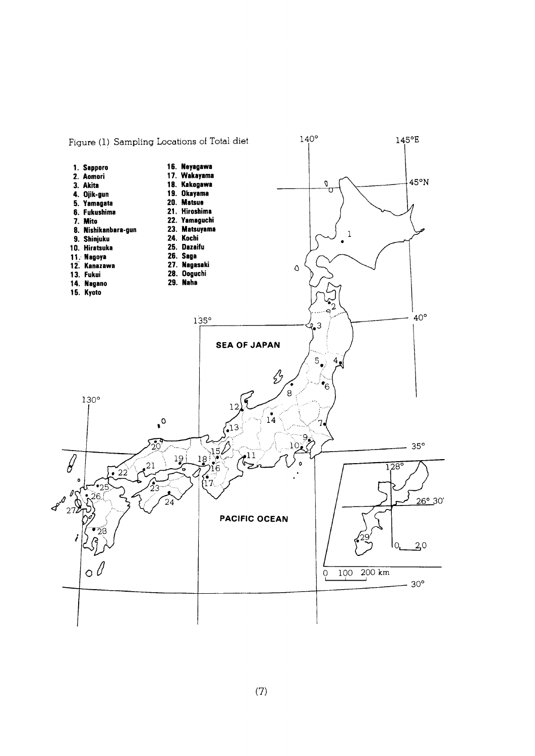Figure (1) Sampling Locations of Total diet

1. Sapporo
2. Aomori
3. Akita
4. Ojik-gun
5. Yamagata
6. Fukushima
7. Mito
8. Nishikanbara-gun
9. Shinjuku
10. Hiratsuka
11. Nagoya
12. Kanazawa
13. Fukui
14. Nagano
15. Kyoto
16. Neyagawa
17. Wakayama
18. Kakogawa
19. Okayama
20. Matsue
21. Hiroshima
22. Yamaguchi
23. Matsuyama
24. Kochi
25. Dazaifu
26. Saga
27. Nagasaki
28. Ooguchi
29. Naha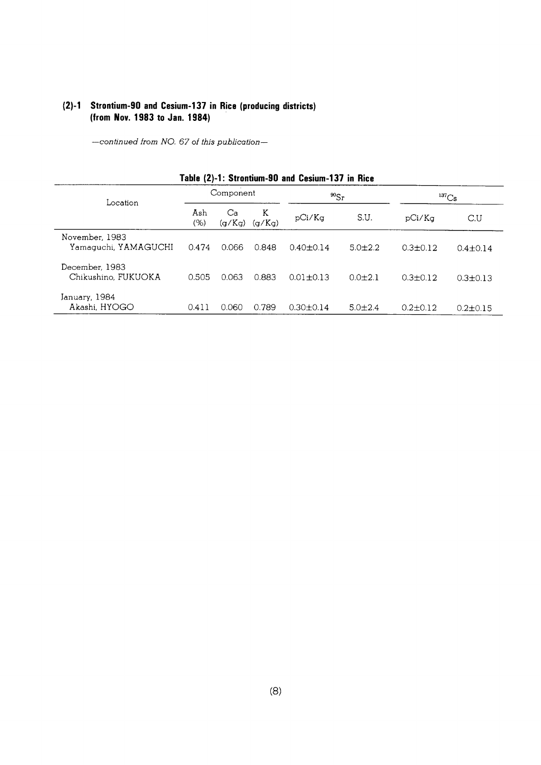## (2)-1 Strontium-90 and Cesium-137 in Rice (producing districts) (from Nov. 1983 to Jan. 1984)

*—continued from NO. 67 of this publication—*

**Table (2)-1: Strontium-90 and Cesium-137 in Rice**

| Location | Component | | | $^{90}Sr$ | | $^{137}Cs$ | |
|---|---|---|---|---|---|---|---|
| | Ash (%) | Ca (g/Kg) | K (g/Kg) | pCi/Kg | S.U. | pCi/Kg | C.U |
| November, 1983<br>Yamaguchi, YAMAGUCHI | 0.474 | 0.066 | 0.848 | 0.40±0.14 | 5.0±2.2 | 0.3±0.12 | 0.4±0.14 |
| December, 1983<br>Chikushino, FUKUOKA | 0.505 | 0.063 | 0.883 | 0.01±0.13 | 0.0±2.1 | 0.3±0.12 | 0.3±0.13 |
| January, 1984<br>Akashi, HYOGO | 0.411 | 0.060 | 0.789 | 0.30±0.14 | 5.0±2.4 | 0.2±0.12 | 0.2±0.15 |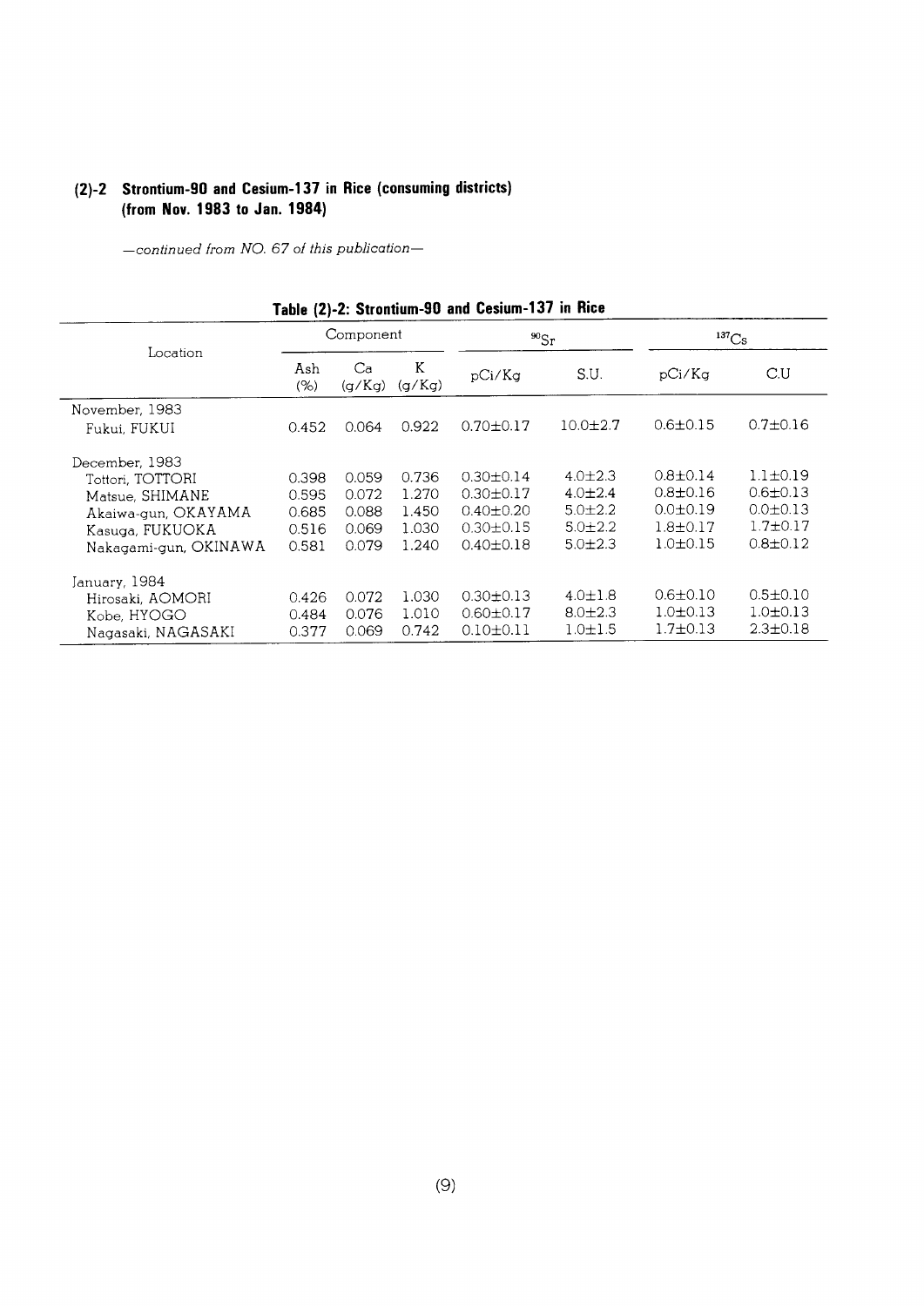### (2)-2 Strontium-90 and Cesium-137 in Rice (consuming districts) (from Nov. 1983 to Jan. 1984)

*—continued from NO. 67 of this publication—*

**Table (2)-2: Strontium-90 and Cesium-137 in Rice**

| Location | Component | | | $^{90}Sr$ | | $^{137}Cs$ | |
|---|---|---|---|---|---|---|---|
| | Ash (%) | Ca (g/Kg) | K (g/Kg) | pCi/Kg | S.U. | pCi/Kg | C.U |
| November, 1983 | | | | | | | |
| Fukui, FUKUI | 0.452 | 0.064 | 0.922 | 0.70±0.17 | 10.0±2.7 | 0.6±0.15 | 0.7±0.16 |
| December, 1983 | | | | | | | |
| Tottori, TOTTORI | 0.398 | 0.059 | 0.736 | 0.30±0.14 | 4.0±2.3 | 0.8±0.14 | 1.1±0.19 |
| Matsue, SHIMANE | 0.595 | 0.072 | 1.270 | 0.30±0.17 | 4.0±2.4 | 0.8±0.16 | 0.6±0.13 |
| Akaiwa-gun, OKAYAMA | 0.685 | 0.088 | 1.450 | 0.40±0.20 | 5.0±2.2 | 0.0±0.19 | 0.0±0.13 |
| Kasuga, FUKUOKA | 0.516 | 0.069 | 1.030 | 0.30±0.15 | 5.0±2.2 | 1.8±0.17 | 1.7±0.17 |
| Nakagami-gun, OKINAWA | 0.581 | 0.079 | 1.240 | 0.40±0.18 | 5.0±2.3 | 1.0±0.15 | 0.8±0.12 |
| January, 1984 | | | | | | | |
| Hirosaki, AOMORI | 0.426 | 0.072 | 1.030 | 0.30±0.13 | 4.0±1.8 | 0.6±0.10 | 0.5±0.10 |
| Kobe, HYOGO | 0.484 | 0.076 | 1.010 | 0.60±0.17 | 8.0±2.3 | 1.0±0.13 | 1.0±0.13 |
| Nagasaki, NAGASAKI | 0.377 | 0.069 | 0.742 | 0.10±0.11 | 1.0±1.5 | 1.7±0.13 | 2.3±0.18 |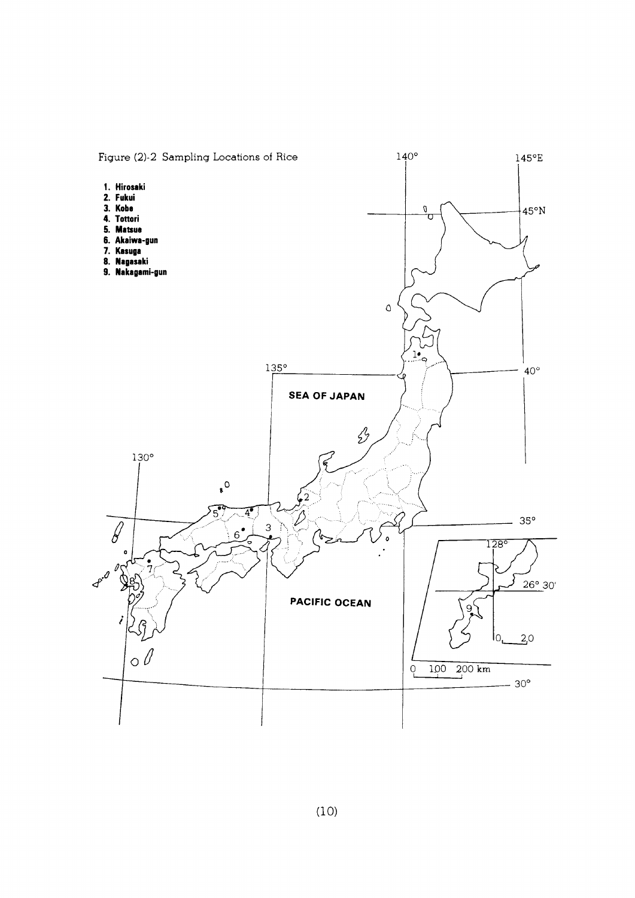Figure (2)-2 Sampling Locations of Rice

1. Hirosaki
2. Fukui
3. Kobe
4. Tottori
5. Matsue
6. Akaiwa-gun
7. Kasuga
8. Nagasaki
9. Nakagami-gun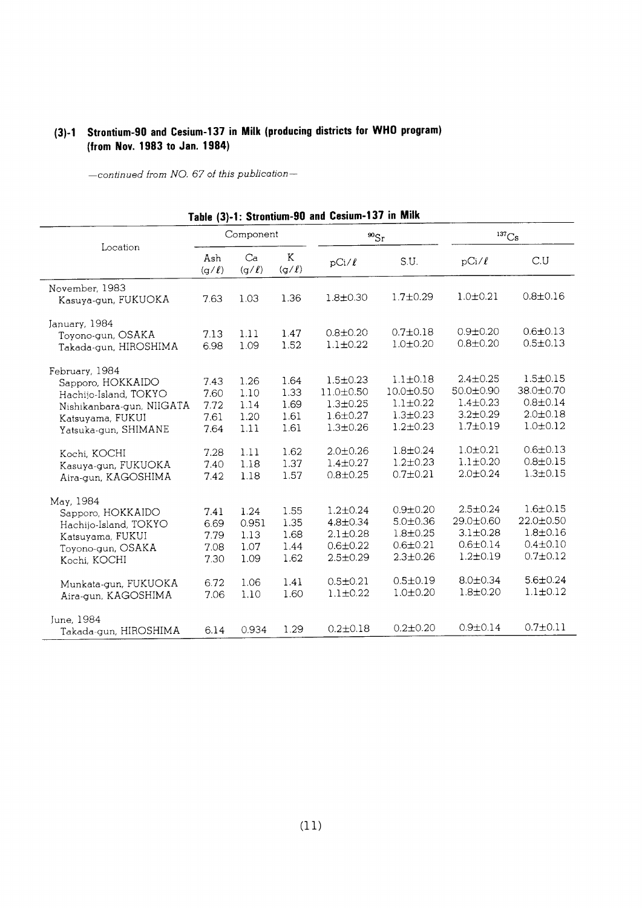### (3)-1 Strontium-90 and Cesium-137 in Milk (producing districts for WHO program) (from Nov. 1983 to Jan. 1984)

*—continued from NO. 67 of this publication—*

**Table (3)-1: Strontium-90 and Cesium-137 in Milk**

| Location | Component | | | $^{90}Sr$ | | $^{137}Cs$ | |
|---|---|---|---|---|---|---|---|
| | Ash (g/ℓ) | Ca (g/ℓ) | K (g/ℓ) | pCi/ℓ | S.U. | pCi/ℓ | C.U |
| November, 1983 | | | | | | | |
| Kasuya-gun, FUKUOKA | 7.63 | 1.03 | 1.36 | 1.8±0.30 | 1.7±0.29 | 1.0±0.21 | 0.8±0.16 |
| January, 1984 | | | | | | | |
| Toyono-gun, OSAKA | 7.13 | 1.11 | 1.47 | 0.8±0.20 | 0.7±0.18 | 0.9±0.20 | 0.6±0.13 |
| Takada-gun, HIROSHIMA | 6.98 | 1.09 | 1.52 | 1.1±0.22 | 1.0±0.20 | 0.8±0.20 | 0.5±0.13 |
| February, 1984 | | | | | | | |
| Sapporo, HOKKAIDO | 7.43 | 1.26 | 1.64 | 1.5±0.23 | 1.1±0.18 | 2.4±0.25 | 1.5±0.15 |
| Hachijo-Island, TOKYO | 7.60 | 1.10 | 1.33 | 11.0±0.50 | 10.0±0.50 | 50.0±0.90 | 38.0±0.70 |
| Nishikanbara-gun, NIIGATA | 7.72 | 1.14 | 1.69 | 1.3±0.25 | 1.1±0.22 | 1.4±0.23 | 0.8±0.14 |
| Katsuyama, FUKUI | 7.61 | 1.20 | 1.61 | 1.6±0.27 | 1.3±0.23 | 3.2±0.29 | 2.0±0.18 |
| Yatsuka-gun, SHIMANE | 7.64 | 1.11 | 1.61 | 1.3±0.26 | 1.2±0.23 | 1.7±0.19 | 1.0±0.12 |
| Kochi, KOCHI | 7.28 | 1.11 | 1.62 | 2.0±0.26 | 1.8±0.24 | 1.0±0.21 | 0.6±0.13 |
| Kasuya-gun, FUKUOKA | 7.40 | 1.18 | 1.37 | 1.4±0.27 | 1.2±0.23 | 1.1±0.20 | 0.8±0.15 |
| Aira-gun, KAGOSHIMA | 7.42 | 1.18 | 1.57 | 0.8±0.25 | 0.7±0.21 | 2.0±0.24 | 1.3±0.15 |
| May, 1984 | | | | | | | |
| Sapporo, HOKKAIDO | 7.41 | 1.24 | 1.55 | 1.2±0.24 | 0.9±0.20 | 2.5±0.24 | 1.6±0.15 |
| Hachijo-Island, TOKYO | 6.69 | 0.951 | 1.35 | 4.8±0.34 | 5.0±0.36 | 29.0±0.60 | 22.0±0.50 |
| Katsuyama, FUKUI | 7.79 | 1.13 | 1.68 | 2.1±0.28 | 1.8±0.25 | 3.1±0.28 | 1.8±0.16 |
| Toyono-gun, OSAKA | 7.08 | 1.07 | 1.44 | 0.6±0.22 | 0.6±0.21 | 0.6±0.14 | 0.4±0.10 |
| Kochi, KOCHI | 7.30 | 1.09 | 1.62 | 2.5±0.29 | 2.3±0.26 | 1.2±0.19 | 0.7±0.12 |
| Munkata-gun, FUKUOKA | 6.72 | 1.06 | 1.41 | 0.5±0.21 | 0.5±0.19 | 8.0±0.34 | 5.6±0.24 |
| Aira-gun, KAGOSHIMA | 7.06 | 1.10 | 1.60 | 1.1±0.22 | 1.0±0.20 | 1.8±0.20 | 1.1±0.12 |
| June, 1984 | | | | | | | |
| Takada-gun, HIROSHIMA | 6.14 | 0.934 | 1.29 | 0.2±0.18 | 0.2±0.20 | 0.9±0.14 | 0.7±0.11 |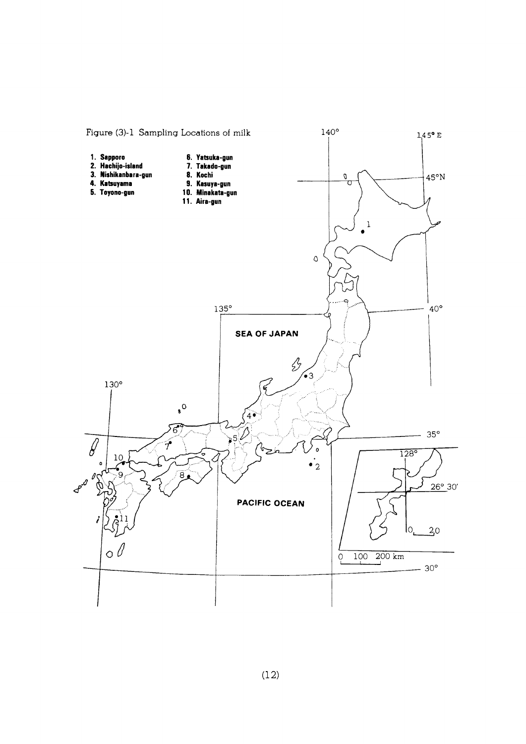Figure (3)-1 Sampling Locations of milk

1. Sapporo
2. Hachijo-island
3. Nishikanbara-gun
4. Katsuyama
5. Toyono-gun
6. Yatsuka-gun
7. Takado-gun
8. Kochi
9. Kasuya-gun
10. Minakata-gun
11. Aira-gun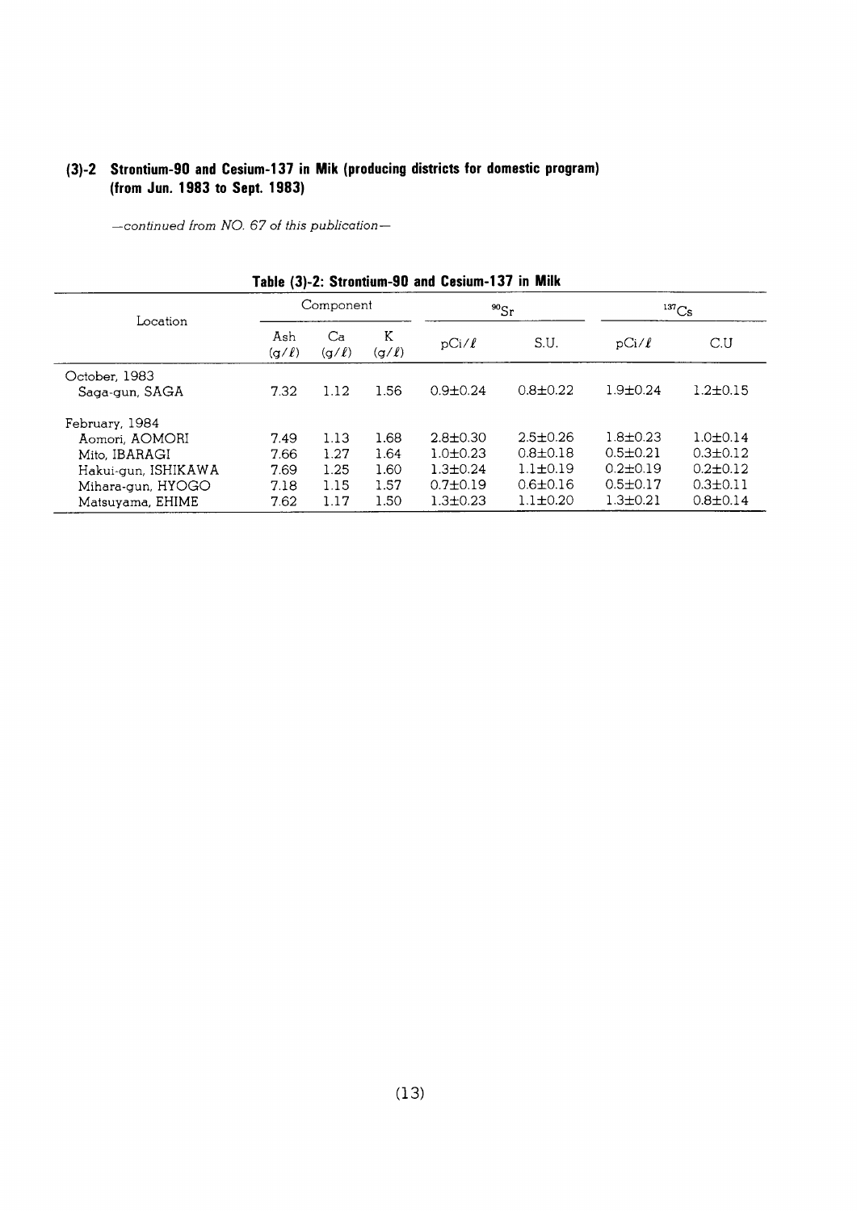### (3)-2 Strontium-90 and Cesium-137 in Mik (producing districts for domestic program) (from Jun. 1983 to Sept. 1983)

*—continued from NO. 67 of this publication—*

**Table (3)-2: Strontium-90 and Cesium-137 in Milk**

| Location | Component | | | $^{90}$Sr | | $^{137}$Cs | |
|---|---|---|---|---|---|---|---|
| | Ash (g/ℓ) | Ca (g/ℓ) | K (g/ℓ) | pCi/ℓ | S.U. | pCi/ℓ | C.U |
| October, 1983 | | | | | | | |
| Saga-gun, SAGA | 7.32 | 1.12 | 1.56 | 0.9±0.24 | 0.8±0.22 | 1.9±0.24 | 1.2±0.15 |
| February, 1984 | | | | | | | |
| Aomori, AOMORI | 7.49 | 1.13 | 1.68 | 2.8±0.30 | 2.5±0.26 | 1.8±0.23 | 1.0±0.14 |
| Mito, IBARAGI | 7.66 | 1.27 | 1.64 | 1.0±0.23 | 0.8±0.18 | 0.5±0.21 | 0.3±0.12 |
| Hakui-gun, ISHIKAWA | 7.69 | 1.25 | 1.60 | 1.3±0.24 | 1.1±0.19 | 0.2±0.19 | 0.2±0.12 |
| Mihara-gun, HYOGO | 7.18 | 1.15 | 1.57 | 0.7±0.19 | 0.6±0.16 | 0.5±0.17 | 0.3±0.11 |
| Matsuyama, EHIME | 7.62 | 1.17 | 1.50 | 1.3±0.23 | 1.1±0.20 | 1.3±0.21 | 0.8±0.14 |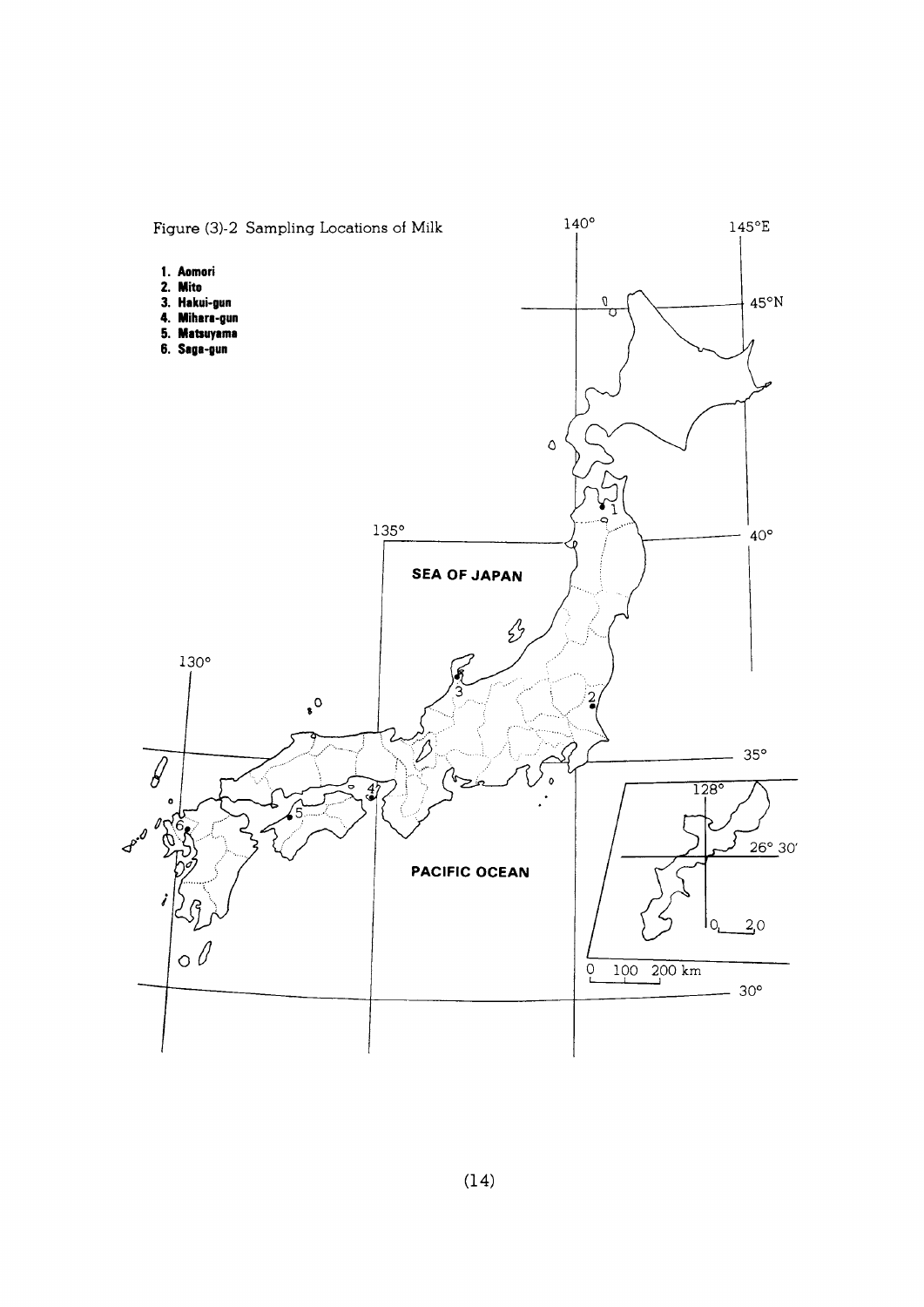Figure (3)-2 Sampling Locations of Milk

1. Aomori
2. Mito
3. Hakui-gun
4. Mihara-gun
5. Matsuyama
6. Saga-gun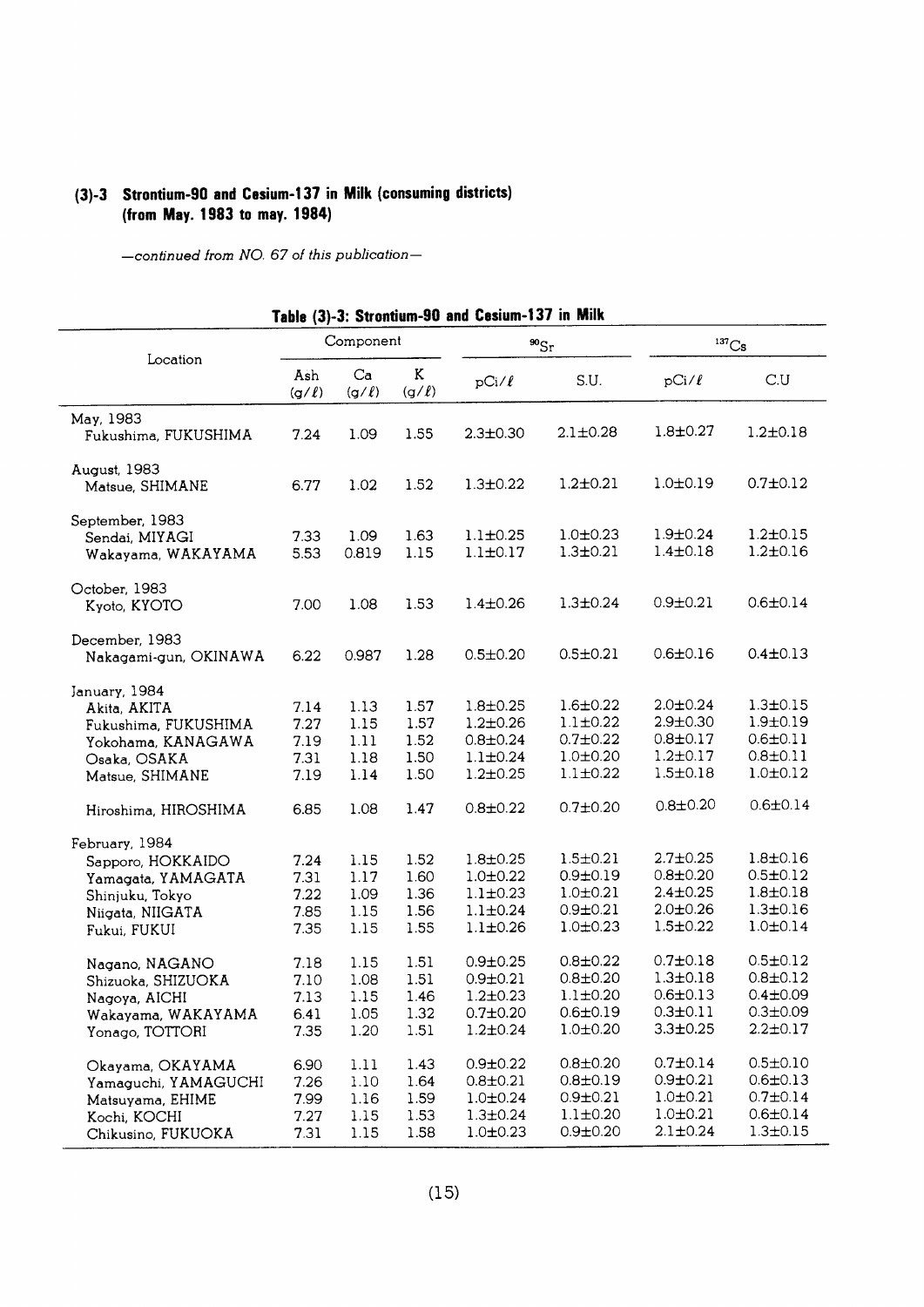### (3)-3 Strontium-90 and Cesium-137 in Milk (consuming districts) (from May. 1983 to may. 1984)

*—continued from NO. 67 of this publication—*

**Table (3)-3: Strontium-90 and Cesium-137 in Milk**

| Location | Component | | | $^{90}Sr$ | | $^{137}Cs$ | |
|---|---|---|---|---|---|---|---|
| | Ash (g/ℓ) | Ca (g/ℓ) | K (g/ℓ) | pCi/ℓ | S.U. | pCi/ℓ | C.U |
| May, 1983 | | | | | | | |
| Fukushima, FUKUSHIMA | 7.24 | 1.09 | 1.55 | 2.3±0.30 | 2.1±0.28 | 1.8±0.27 | 1.2±0.18 |
| August, 1983 | | | | | | | |
| Matsue, SHIMANE | 6.77 | 1.02 | 1.52 | 1.3±0.22 | 1.2±0.21 | 1.0±0.19 | 0.7±0.12 |
| September, 1983 | | | | | | | |
| Sendai, MIYAGI | 7.33 | 1.09 | 1.63 | 1.1±0.25 | 1.0±0.23 | 1.9±0.24 | 1.2±0.15 |
| Wakayama, WAKAYAMA | 5.53 | 0.819 | 1.15 | 1.1±0.17 | 1.3±0.21 | 1.4±0.18 | 1.2±0.16 |
| October, 1983 | | | | | | | |
| Kyoto, KYOTO | 7.00 | 1.08 | 1.53 | 1.4±0.26 | 1.3±0.24 | 0.9±0.21 | 0.6±0.14 |
| December, 1983 | | | | | | | |
| Nakagami-gun, OKINAWA | 6.22 | 0.987 | 1.28 | 0.5±0.20 | 0.5±0.21 | 0.6±0.16 | 0.4±0.13 |
| January, 1984 | | | | | | | |
| Akita, AKITA | 7.14 | 1.13 | 1.57 | 1.8±0.25 | 1.6±0.22 | 2.0±0.24 | 1.3±0.15 |
| Fukushima, FUKUSHIMA | 7.27 | 1.15 | 1.57 | 1.2±0.26 | 1.1±0.22 | 2.9±0.30 | 1.9±0.19 |
| Yokohama, KANAGAWA | 7.19 | 1.11 | 1.52 | 0.8±0.24 | 0.7±0.22 | 0.8±0.17 | 0.6±0.11 |
| Osaka, OSAKA | 7.31 | 1.18 | 1.50 | 1.1±0.24 | 1.0±0.20 | 1.2±0.17 | 0.8±0.11 |
| Matsue, SHIMANE | 7.19 | 1.14 | 1.50 | 1.2±0.25 | 1.1±0.22 | 1.5±0.18 | 1.0±0.12 |
| Hiroshima, HIROSHIMA | 6.85 | 1.08 | 1.47 | 0.8±0.22 | 0.7±0.20 | 0.8±0.20 | 0.6±0.14 |
| February, 1984 | | | | | | | |
| Sapporo, HOKKAIDO | 7.24 | 1.15 | 1.52 | 1.8±0.25 | 1.5±0.21 | 2.7±0.25 | 1.8±0.16 |
| Yamagata, YAMAGATA | 7.31 | 1.17 | 1.60 | 1.0±0.22 | 0.9±0.19 | 0.8±0.20 | 0.5±0.12 |
| Shinjuku, Tokyo | 7.22 | 1.09 | 1.36 | 1.1±0.23 | 1.0±0.21 | 2.4±0.25 | 1.8±0.18 |
| Niigata, NIIGATA | 7.85 | 1.15 | 1.56 | 1.1±0.24 | 0.9±0.21 | 2.0±0.26 | 1.3±0.16 |
| Fukui, FUKUI | 7.35 | 1.15 | 1.55 | 1.1±0.26 | 1.0±0.23 | 1.5±0.22 | 1.0±0.14 |
| Nagano, NAGANO | 7.18 | 1.15 | 1.51 | 0.9±0.25 | 0.8±0.22 | 0.7±0.18 | 0.5±0.12 |
| Shizuoka, SHIZUOKA | 7.10 | 1.08 | 1.51 | 0.9±0.21 | 0.8±0.20 | 1.3±0.18 | 0.8±0.12 |
| Nagoya, AICHI | 7.13 | 1.15 | 1.46 | 1.2±0.23 | 1.1±0.20 | 0.6±0.13 | 0.4±0.09 |
| Wakayama, WAKAYAMA | 6.41 | 1.05 | 1.32 | 0.7±0.20 | 0.6±0.19 | 0.3±0.11 | 0.3±0.09 |
| Yonago, TOTTORI | 7.35 | 1.20 | 1.51 | 1.2±0.24 | 1.0±0.20 | 3.3±0.25 | 2.2±0.17 |
| Okayama, OKAYAMA | 6.90 | 1.11 | 1.43 | 0.9±0.22 | 0.8±0.20 | 0.7±0.14 | 0.5±0.10 |
| Yamaguchi, YAMAGUCHI | 7.26 | 1.10 | 1.64 | 0.8±0.21 | 0.8±0.19 | 0.9±0.21 | 0.6±0.13 |
| Matsuyama, EHIME | 7.99 | 1.16 | 1.59 | 1.0±0.24 | 0.9±0.21 | 1.0±0.21 | 0.7±0.14 |
| Kochi, KOCHI | 7.27 | 1.15 | 1.53 | 1.3±0.24 | 1.1±0.20 | 1.0±0.21 | 0.6±0.14 |
| Chikusino, FUKUOKA | 7.31 | 1.15 | 1.58 | 1.0±0.23 | 0.9±0.20 | 2.1±0.24 | 1.3±0.15 |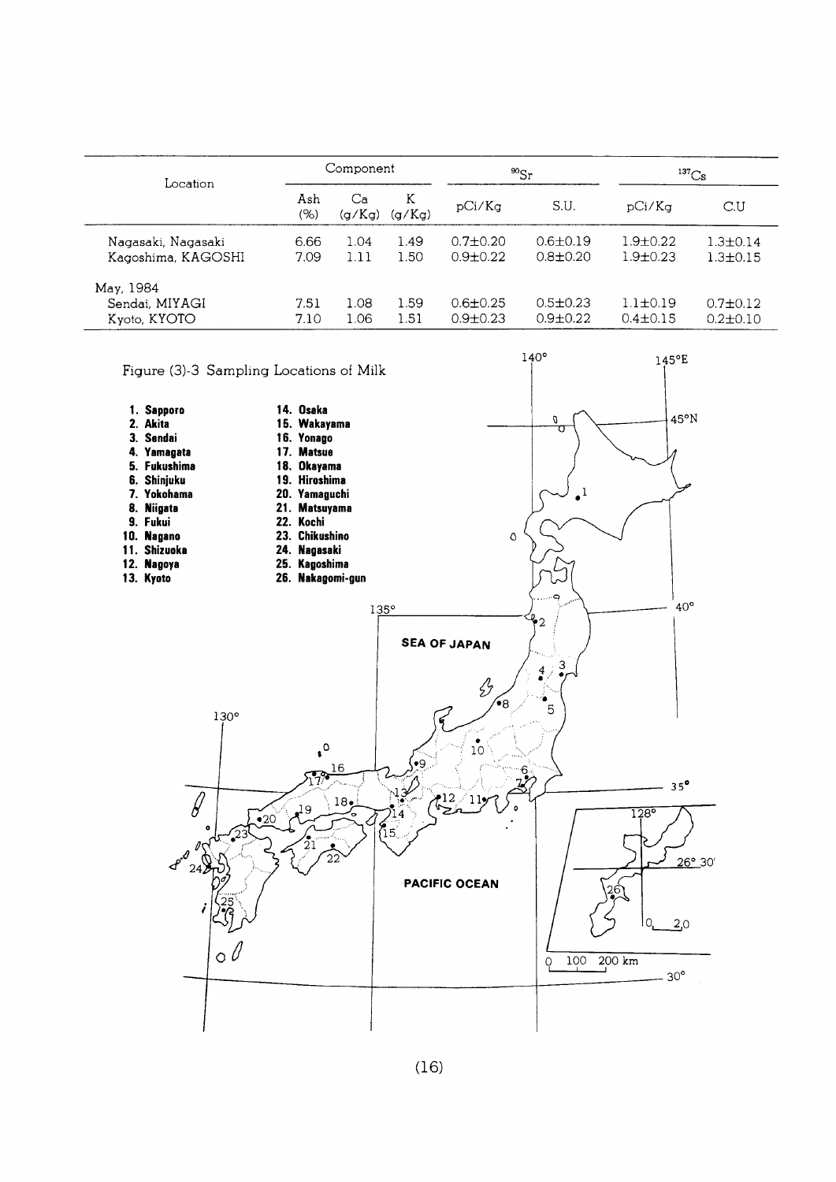| Location | Component | | | $^{90}Sr$ | | $^{137}Cs$ | |
|---|---|---|---|---|---|---|---|
| | Ash (%) | Ca (g/Kg) | K (g/Kg) | pCi/Kg | S.U. | pCi/Kg | C.U |
| Nagasaki, Nagasaki | 6.66 | 1.04 | 1.49 | 0.7±0.20 | 0.6±0.19 | 1.9±0.22 | 1.3±0.14 |
| Kagoshima, KAGOSHI | 7.09 | 1.11 | 1.50 | 0.9±0.22 | 0.8±0.20 | 1.9±0.23 | 1.3±0.15 |
| May, 1984 | | | | | | | |
| Sendai, MIYAGI | 7.51 | 1.08 | 1.59 | 0.6±0.25 | 0.5±0.23 | 1.1±0.19 | 0.7±0.12 |
| Kyoto, KYOTO | 7.10 | 1.06 | 1.51 | 0.9±0.23 | 0.9±0.22 | 0.4±0.15 | 0.2±0.10 |

Figure (3)-3 Sampling Locations of Milk

1. Sapporo
2. Akita
3. Sendai
4. Yamagata
5. Fukushima
6. Shinjuku
7. Yokohama
8. Niigata
9. Fukui
10. Nagano
11. Shizuoka
12. Nagoya
13. Kyoto
14. Osaka
15. Wakayama
16. Yonago
17. Matsue
18. Okayama
19. Hiroshima
20. Yamaguchi
21. Matsuyama
22. Kochi
23. Chikushino
24. Nagasaki
25. Kagoshima
26. Nakagomi-gun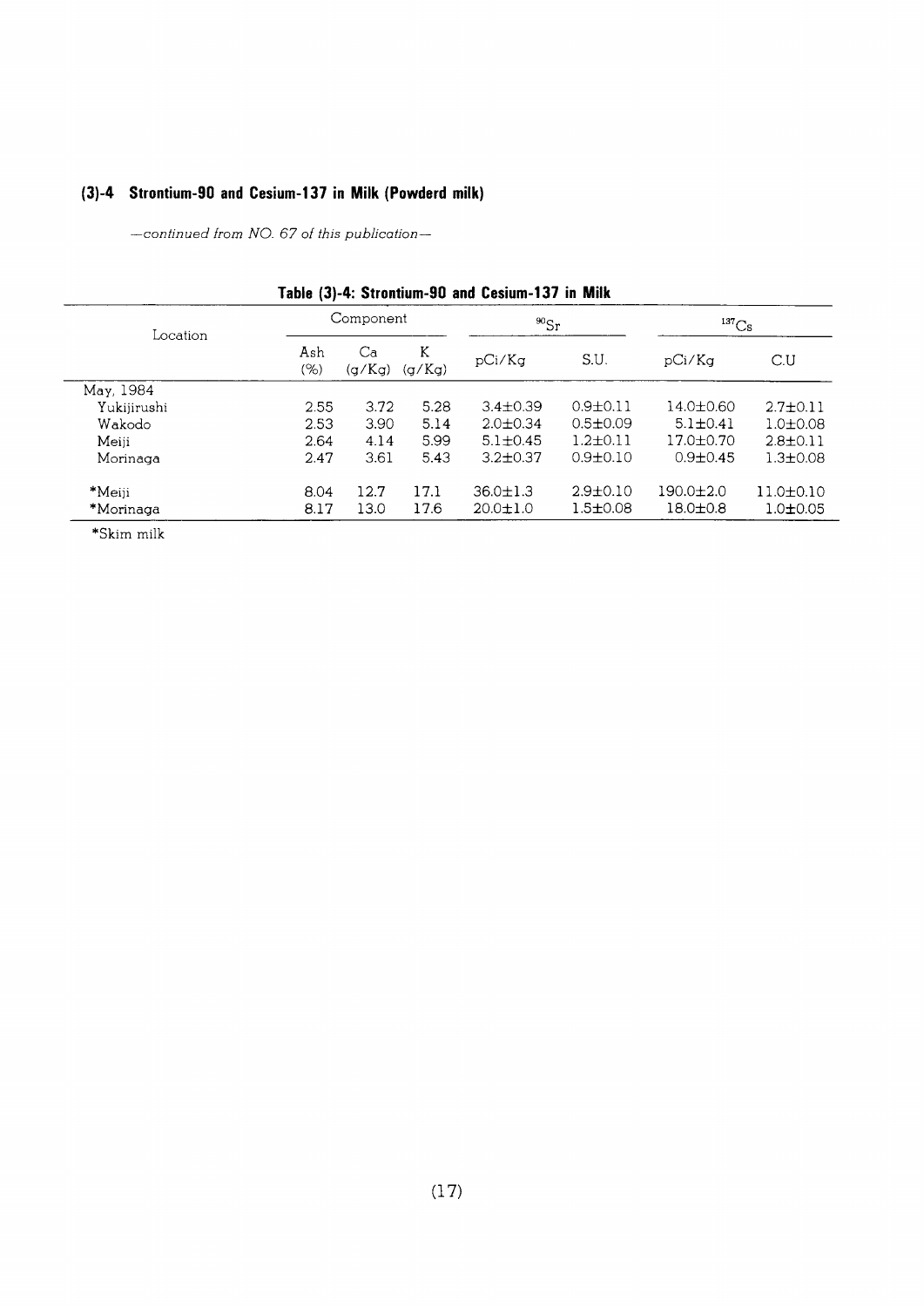### (3)-4 Strontium-90 and Cesium-137 in Milk (Powderd milk)

*—continued from NO. 67 of this publication—*

**Table (3)-4: Strontium-90 and Cesium-137 in Milk**

| Location | Component | | | $^{90}Sr$ | | $^{137}Cs$ | |
|---|---|---|---|---|---|---|---|
| | Ash (%) | Ca (g/Kg) | K (g/Kg) | pCi/Kg | S.U. | pCi/Kg | C.U |
| May, 1984 | | | | | | | |
| Yukijirushi | 2.55 | 3.72 | 5.28 | 3.4±0.39 | 0.9±0.11 | 14.0±0.60 | 2.7±0.11 |
| Wakodo | 2.53 | 3.90 | 5.14 | 2.0±0.34 | 0.5±0.09 | 5.1±0.41 | 1.0±0.08 |
| Meiji | 2.64 | 4.14 | 5.99 | 5.1±0.45 | 1.2±0.11 | 17.0±0.70 | 2.8±0.11 |
| Morinaga | 2.47 | 3.61 | 5.43 | 3.2±0.37 | 0.9±0.10 | 0.9±0.45 | 1.3±0.08 |
| *Meiji | 8.04 | 12.7 | 17.1 | 36.0±1.3 | 2.9±0.10 | 190.0±2.0 | 11.0±0.10 |
| *Morinaga | 8.17 | 13.0 | 17.6 | 20.0±1.0 | 1.5±0.08 | 18.0±0.8 | 1.0±0.05 |

*Skim milk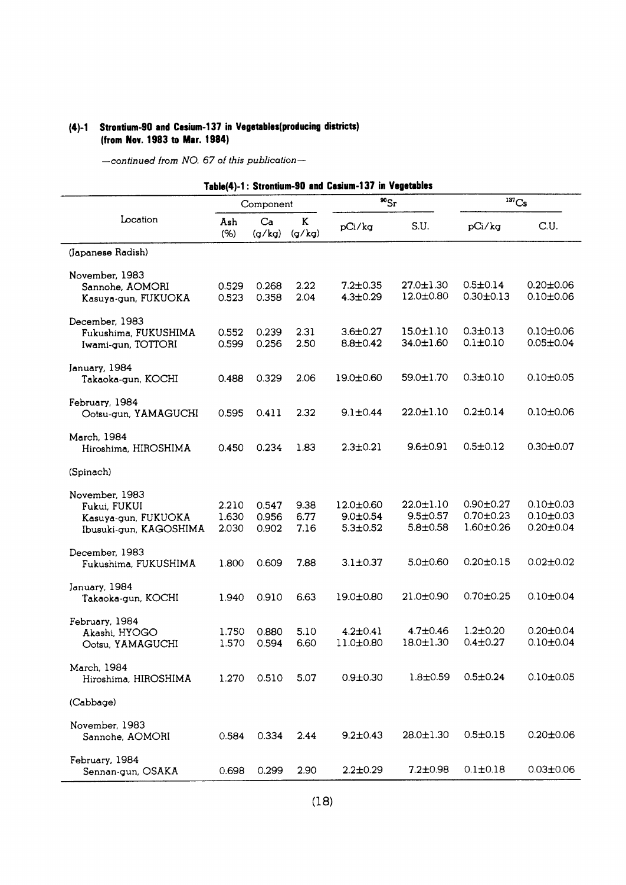### (4)-1 Strontium-90 and Cesium-137 in Vegetables(producing districts) (from Nov. 1983 to Mar. 1984)

*—continued from NO. 67 of this publication—*

**Table(4)-1 : Strontium-90 and Cesium-137 in Vegetables**

| Location | Component | | | $^{90}Sr$ | | $^{137}Cs$ | |
|---|---|---|---|---|---|---|---|
| | Ash (%) | Ca (g/kg) | K (g/kg) | pCi/kg | S.U. | pCi/kg | C.U. |
| (Japanese Radish) | | | | | | | |
| November, 1983 | | | | | | | |
| Sannohe, AOMORI | 0.529 | 0.268 | 2.22 | 7.2±0.35 | 27.0±1.30 | 0.5±0.14 | 0.20±0.06 |
| Kasuya-gun, FUKUOKA | 0.523 | 0.358 | 2.04 | 4.3±0.29 | 12.0±0.80 | 0.30±0.13 | 0.10±0.06 |
| December, 1983 | | | | | | | |
| Fukushima, FUKUSHIMA | 0.552 | 0.239 | 2.31 | 3.6±0.27 | 15.0±1.10 | 0.3±0.13 | 0.10±0.06 |
| Iwami-gun, TOTTORI | 0.599 | 0.256 | 2.50 | 8.8±0.42 | 34.0±1.60 | 0.1±0.10 | 0.05±0.04 |
| January, 1984 | | | | | | | |
| Takaoka-gun, KOCHI | 0.488 | 0.329 | 2.06 | 19.0±0.60 | 59.0±1.70 | 0.3±0.10 | 0.10±0.05 |
| February, 1984 | | | | | | | |
| Ootsu-gun, YAMAGUCHI | 0.595 | 0.411 | 2.32 | 9.1±0.44 | 22.0±1.10 | 0.2±0.14 | 0.10±0.06 |
| March, 1984 | | | | | | | |
| Hiroshima, HIROSHIMA | 0.450 | 0.234 | 1.83 | 2.3±0.21 | 9.6±0.91 | 0.5±0.12 | 0.30±0.07 |
| (Spinach) | | | | | | | |
| November, 1983 | | | | | | | |
| Fukui, FUKUI | 2.210 | 0.547 | 9.38 | 12.0±0.60 | 22.0±1.10 | 0.90±0.27 | 0.10±0.03 |
| Kasuya-gun, FUKUOKA | 1.630 | 0.956 | 6.77 | 9.0±0.54 | 9.5±0.57 | 0.70±0.23 | 0.10±0.03 |
| Ibusuki-gun, KAGOSHIMA | 2.030 | 0.902 | 7.16 | 5.3±0.52 | 5.8±0.58 | 1.60±0.26 | 0.20±0.04 |
| December, 1983 | | | | | | | |
| Fukushima, FUKUSHIMA | 1.800 | 0.609 | 7.88 | 3.1±0.37 | 5.0±0.60 | 0.20±0.15 | 0.02±0.02 |
| January, 1984 | | | | | | | |
| Takaoka-gun, KOCHI | 1.940 | 0.910 | 6.63 | 19.0±0.80 | 21.0±0.90 | 0.70±0.25 | 0.10±0.04 |
| February, 1984 | | | | | | | |
| Akashi, HYOGO | 1.750 | 0.880 | 5.10 | 4.2±0.41 | 4.7±0.46 | 1.2±0.20 | 0.20±0.04 |
| Ootsu, YAMAGUCHI | 1.570 | 0.594 | 6.60 | 11.0±0.80 | 18.0±1.30 | 0.4±0.27 | 0.10±0.04 |
| March, 1984 | | | | | | | |
| Hiroshima, HIROSHIMA | 1.270 | 0.510 | 5.07 | 0.9±0.30 | 1.8±0.59 | 0.5±0.24 | 0.10±0.05 |
| (Cabbage) | | | | | | | |
| November, 1983 | | | | | | | |
| Sannohe, AOMORI | 0.584 | 0.334 | 2.44 | 9.2±0.43 | 28.0±1.30 | 0.5±0.15 | 0.20±0.06 |
| February, 1984 | | | | | | | |
| Sennan-gun, OSAKA | 0.698 | 0.299 | 2.90 | 2.2±0.29 | 7.2±0.98 | 0.1±0.18 | 0.03±0.06 |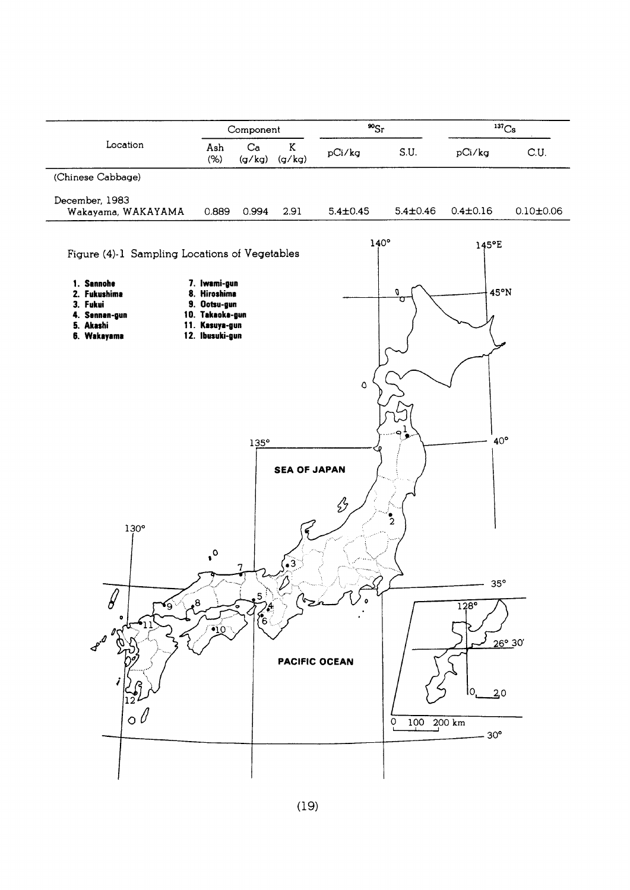| Location | Component | | | $^{90}Sr$ | | $^{137}Cs$ | |
|---|---|---|---|---|---|---|---|
| | Ash (%) | Ca (g/kg) | K (g/kg) | pCi/kg | S.U. | pCi/kg | C.U. |
| (Chinese Cabbage) | | | | | | | |
| December, 1983 Wakayama, WAKAYAMA | 0.889 | 0.994 | 2.91 | 5.4±0.45 | 5.4±0.46 | 0.4±0.16 | 0.10±0.06 |

Figure (4)-1 Sampling Locations of Vegetables

1. Sannohe
2. Fukushima
3. Fukui
4. Sennan-gun
5. Akashi
6. Wakayama
7. Iwami-gun
8. Hiroshima
9. Ootsu-gun
10. Takaoka-gun
11. Kasuya-gun
12. Ibusuki-gun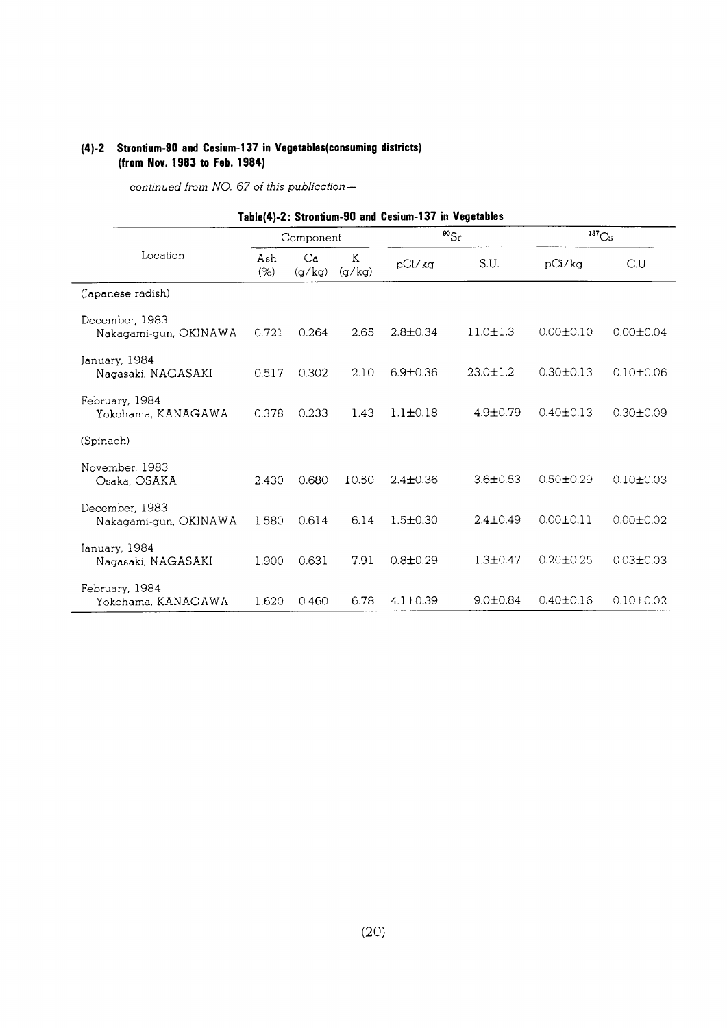### (4)-2 Strontium-90 and Cesium-137 in Vegetables(consuming districts) (from Nov. 1983 to Feb. 1984)

*—continued from NO. 67 of this publication—*

**Table(4)-2: Strontium-90 and Cesium-137 in Vegetables**

| Location | Component | | | $^{90}Sr$ | | $^{137}Cs$ | |
|---|---|---|---|---|---|---|---|
| | Ash (%) | Ca (g/kg) | K (g/kg) | pCi/kg | S.U. | pCi/kg | C.U. |
| (Japanese radish) | | | | | | | |
| December, 1983 Nakagami-gun, OKINAWA | 0.721 | 0.264 | 2.65 | 2.8±0.34 | 11.0±1.3 | 0.00±0.10 | 0.00±0.04 |
| January, 1984 Nagasaki, NAGASAKI | 0.517 | 0.302 | 2.10 | 6.9±0.36 | 23.0±1.2 | 0.30±0.13 | 0.10±0.06 |
| February, 1984 Yokohama, KANAGAWA | 0.378 | 0.233 | 1.43 | 1.1±0.18 | 4.9±0.79 | 0.40±0.13 | 0.30±0.09 |
| (Spinach) | | | | | | | |
| November, 1983 Osaka, OSAKA | 2.430 | 0.680 | 10.50 | 2.4±0.36 | 3.6±0.53 | 0.50±0.29 | 0.10±0.03 |
| December, 1983 Nakagami-gun, OKINAWA | 1.580 | 0.614 | 6.14 | 1.5±0.30 | 2.4±0.49 | 0.00±0.11 | 0.00±0.02 |
| January, 1984 Nagasaki, NAGASAKI | 1.900 | 0.631 | 7.91 | 0.8±0.29 | 1.3±0.47 | 0.20±0.25 | 0.03±0.03 |
| February, 1984 Yokohama, KANAGAWA | 1.620 | 0.460 | 6.78 | 4.1±0.39 | 9.0±0.84 | 0.40±0.16 | 0.10±0.02 |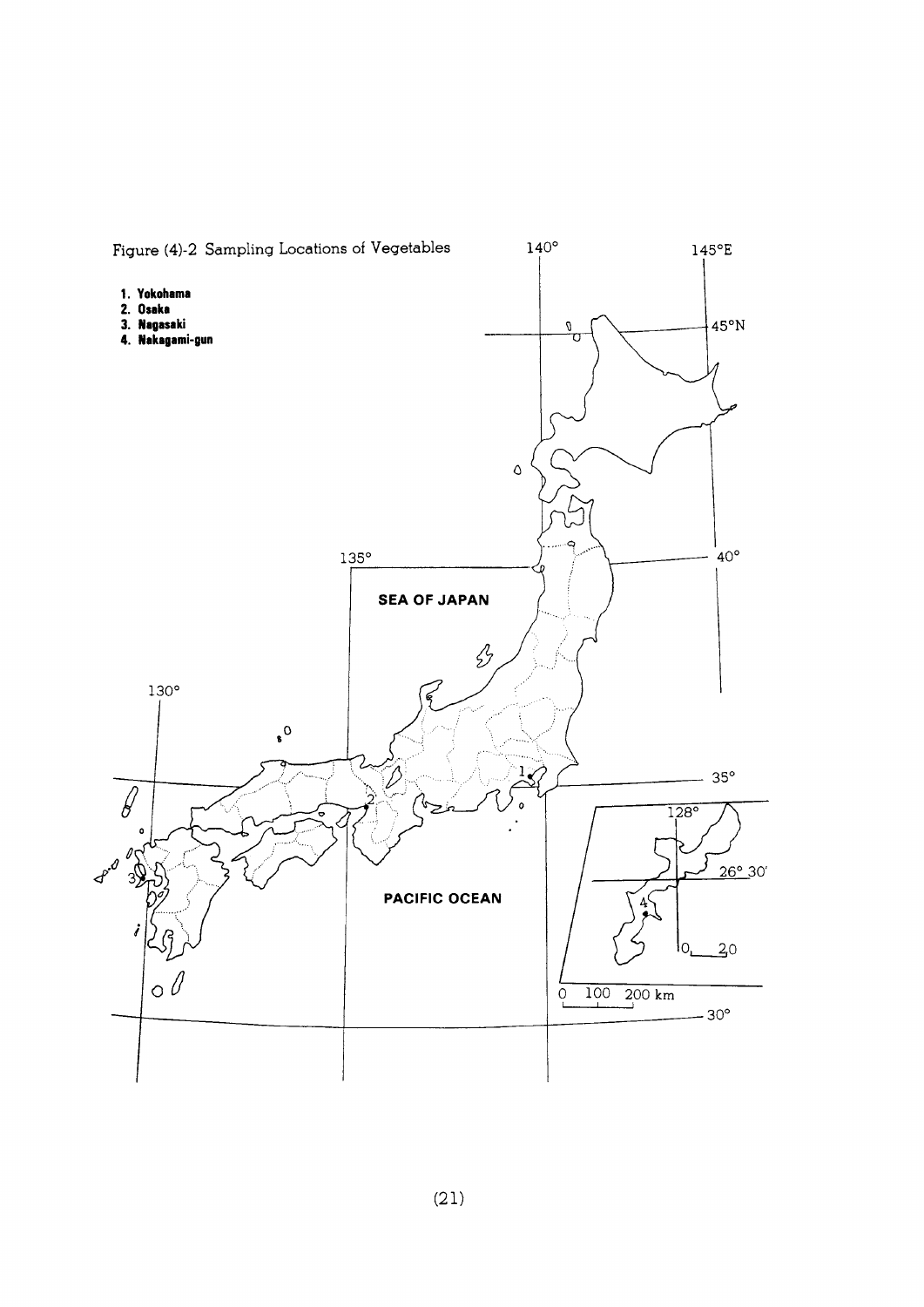Figure (4)-2 Sampling Locations of Vegetables

1. Yokohama
2. Osaka
3. Nagasaki
4. Nakagami-gun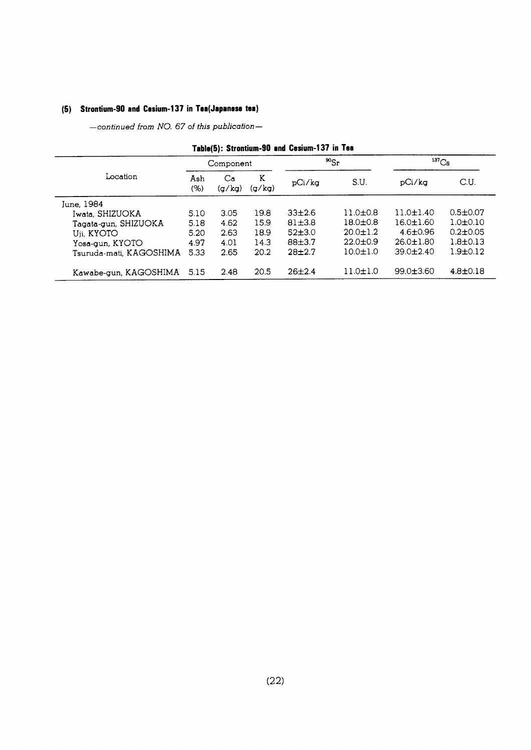### (5) Strontium-90 and Cesium-137 in Tea(Japanese tea)

*—continued from NO. 67 of this publication—*

**Table(5): Strontium-90 and Cesium-137 in Tea**

| Location | Component | | | $^{90}Sr$ | | $^{137}Cs$ | |
|---|---|---|---|---|---|---|---|
| | Ash (%) | Ca (g/kg) | K (g/kg) | pCi/kg | S.U. | pCi/kg | C.U. |
| June, 1984 | | | | | | | |
| Iwata, SHIZUOKA | 5.10 | 3.05 | 19.8 | 33±2.6 | 11.0±0.8 | 11.0±1.40 | 0.5±0.07 |
| Tagata-gun, SHIZUOKA | 5.18 | 4.62 | 15.9 | 81±3.8 | 18.0±0.8 | 16.0±1.60 | 1.0±0.10 |
| Uji, KYOTO | 5.20 | 2.63 | 18.9 | 52±3.0 | 20.0±1.2 | 4.6±0.96 | 0.2±0.05 |
| Yosa-gun, KYOTO | 4.97 | 4.01 | 14.3 | 88±3.7 | 22.0±0.9 | 26.0±1.80 | 1.8±0.13 |
| Tsuruda-mati, KAGOSHIMA | 5.33 | 2.65 | 20.2 | 28±2.7 | 10.0±1.0 | 39.0±2.40 | 1.9±0.12 |
| Kawabe-gun, KAGOSHIMA | 5.15 | 2.48 | 20.5 | 26±2.4 | 11.0±1.0 | 99.0±3.60 | 4.8±0.18 |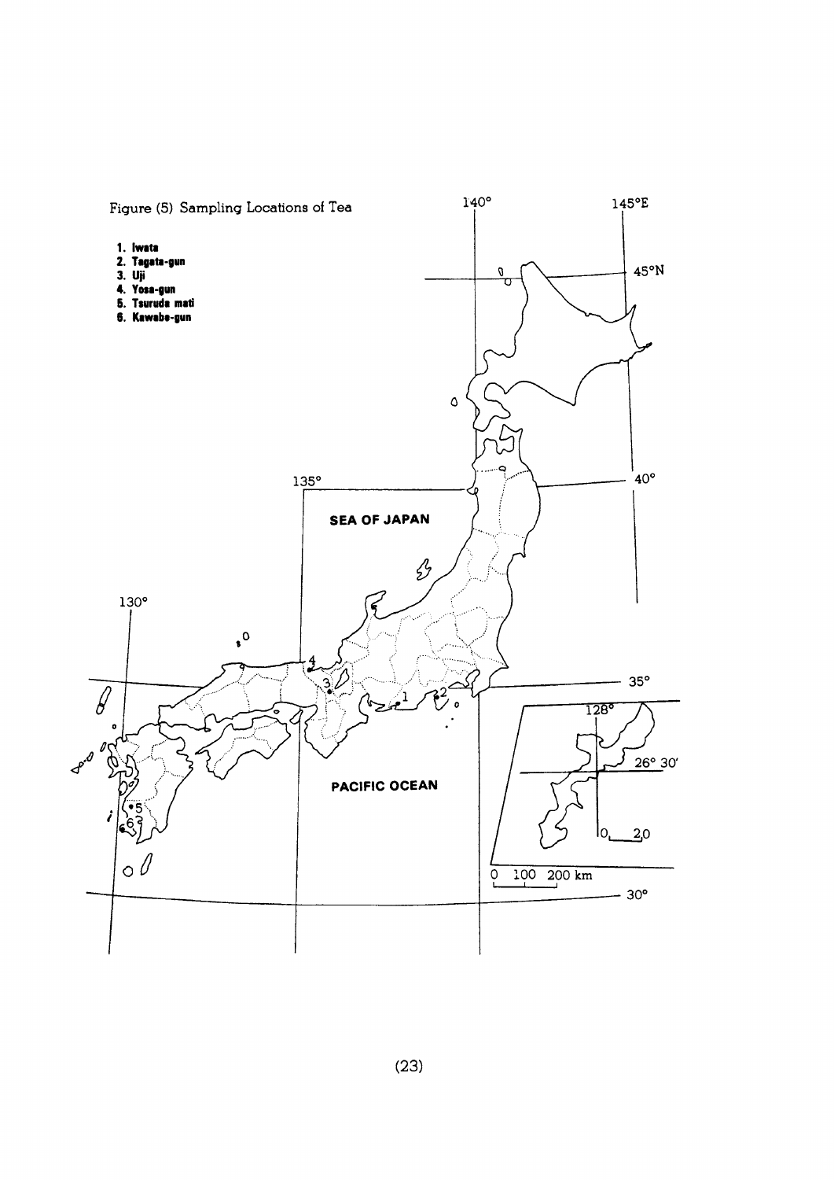Figure (5) Sampling Locations of Tea

1. Iwata
2. Tagata-gun
3. Uji
4. Yosa-gun
5. Tsuruda mati
6. Kawabe-gun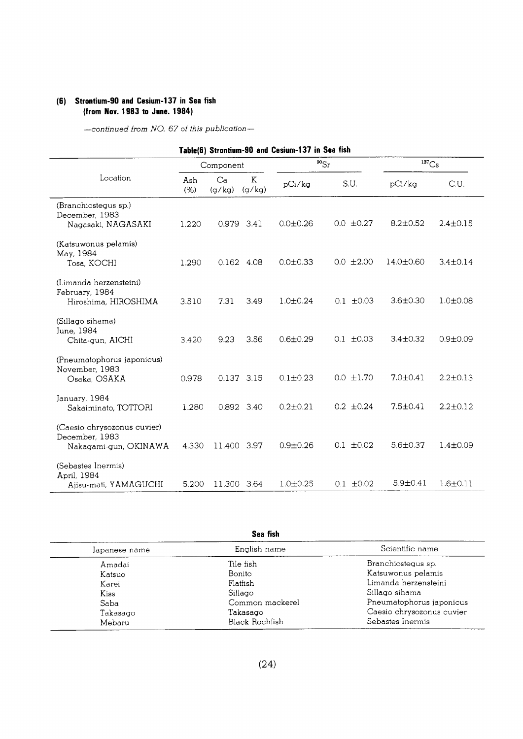### (6) Strontium-90 and Cesium-137 in Sea fish (from Nov. 1983 to June. 1984)

*—continued from NO. 67 of this publication—*

**Table(6) Strontium-90 and Cesium-137 in Sea fish**

| Location | Component | | | $^{90}Sr$ | | $^{137}Cs$ | |
|---|---|---|---|---|---|---|---|
| | Ash (%) | Ca (g/kg) | K (g/kg) | pCi/kg | S.U. | pCi/kg | C.U. |
| (Branchiostegus sp.) December, 1983 Nagasaki, NAGASAKI | 1.220 | 0.979 | 3.41 | 0.0±0.26 | 0.0 ±0.27 | 8.2±0.52 | 2.4±0.15 |
| (Katsuwonus pelamis) May, 1984 Tosa, KOCHI | 1.290 | 0.162 | 4.08 | 0.0±0.33 | 0.0 ±2.00 | 14.0±0.60 | 3.4±0.14 |
| (Limanda herzensteini) February, 1984 Hiroshima, HIROSHIMA | 3.510 | 7.31 | 3.49 | 1.0±0.24 | 0.1 ±0.03 | 3.6±0.30 | 1.0±0.08 |
| (Sillago sihama) June, 1984 Chita-gun, AICHI | 3.420 | 9.23 | 3.56 | 0.6±0.29 | 0.1 ±0.03 | 3.4±0.32 | 0.9±0.09 |
| (Pneumatophorus japonicus) November, 1983 Osaka, OSAKA | 0.978 | 0.137 | 3.15 | 0.1±0.23 | 0.0 ±1.70 | 7.0±0.41 | 2.2±0.13 |
| January, 1984 Sakaiminato, TOTTORI | 1.280 | 0.892 | 3.40 | 0.2±0.21 | 0.2 ±0.24 | 7.5±0.41 | 2.2±0.12 |
| (Caesio chrysozonus cuvier) December, 1983 Nakagami-gun, OKINAWA | 4.330 | 11.400 | 3.97 | 0.9±0.26 | 0.1 ±0.02 | 5.6±0.37 | 1.4±0.09 |
| (Sebastes Inermis) April, 1984 Ajisu-mati, YAMAGUCHI | 5.200 | 11.300 | 3.64 | 1.0±0.25 | 0.1 ±0.02 | 5.9±0.41 | 1.6±0.11 |

**Sea fish**

| Japanese name | English name | Scientific name |
|---|---|---|
| Amadai | Tile fish | Branchiostegus sp. |
| Katsuo | Bonito | Katsuwonus pelamis |
| Karei | Flatfish | Limanda herzensteini |
| Kiss | Sillago | Sillago sihama |
| Saba | Common mackerel | Pneumatophorus japonicus |
| Takasago | Takasago | Caesio chrysozonus cuvier |
| Mebaru | Black Rochfish | Sebastes Inermis |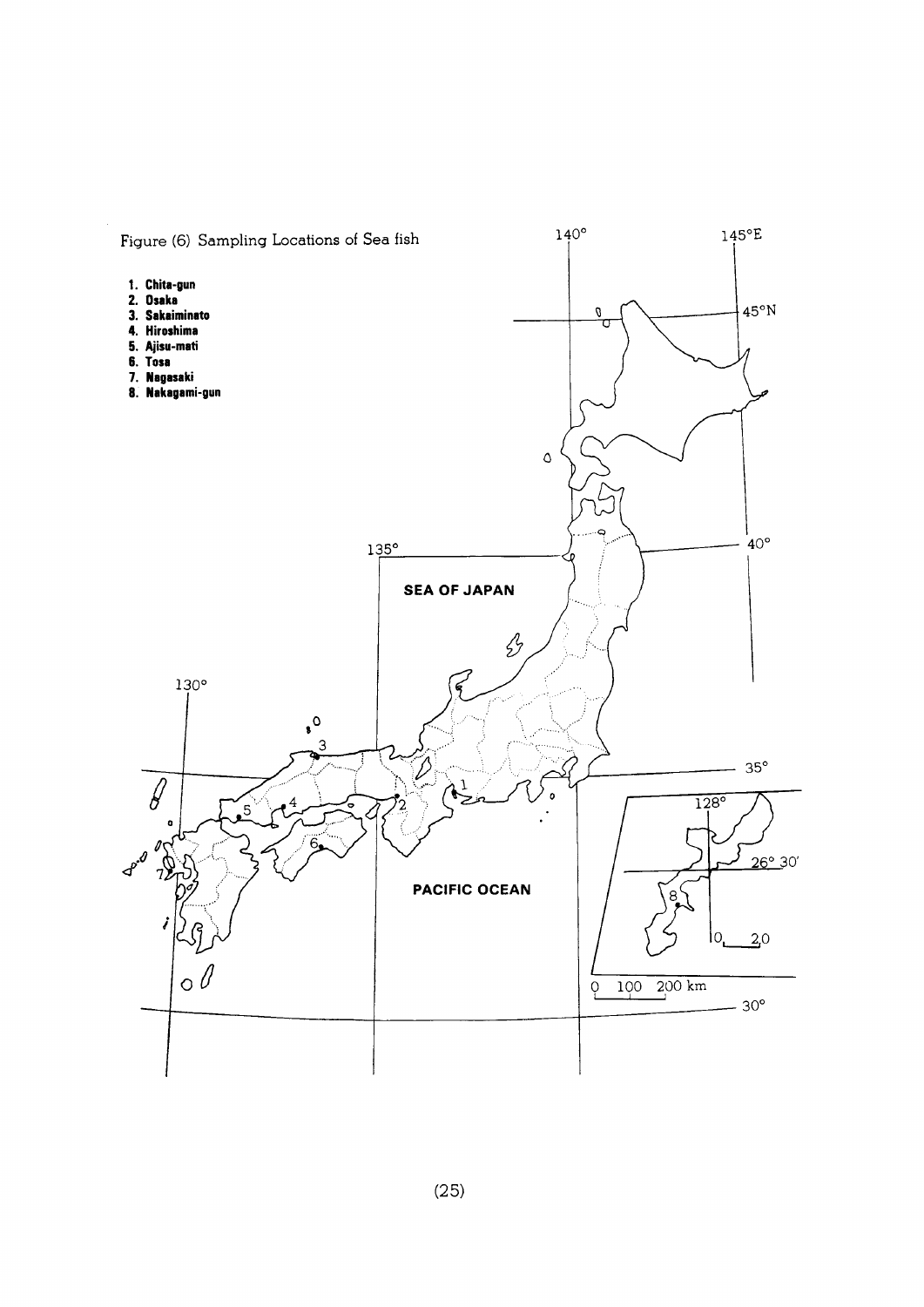Figure (6) Sampling Locations of Sea fish

1. **Chita-gun**
2. **Osaka**
3. **Sakaiminato**
4. **Hiroshima**
5. **Ajisu-mati**
6. **Tosa**
7. **Nagasaki**
8. **Nakagami-gun**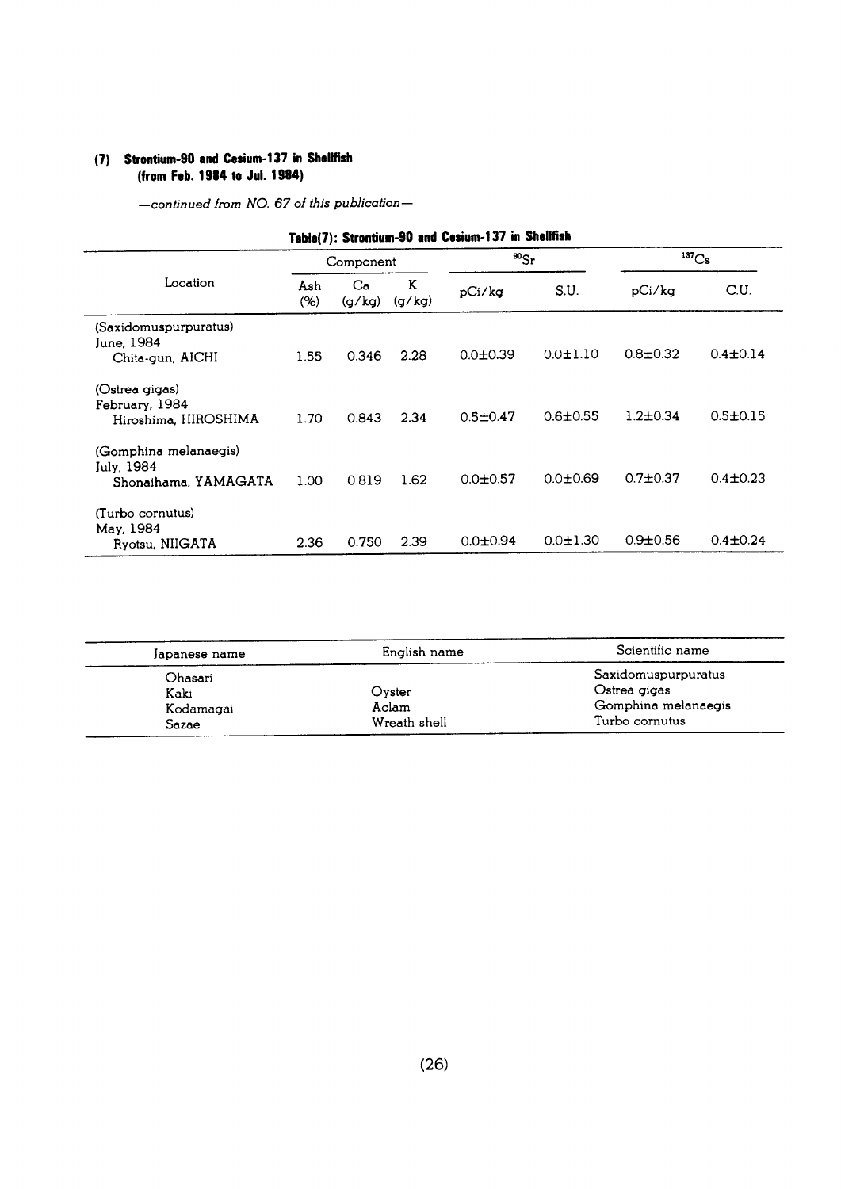## (7) Strontium-90 and Cesium-137 in Shellfish (from Feb. 1984 to Jul. 1984)

*—continued from NO. 67 of this publication—*

**Table(7): Strontium-90 and Cesium-137 in Shellfish**

| Location | Component | | | $^{90}Sr$ | | $^{137}Cs$ | |
|---|---|---|---|---|---|---|---|
| | Ash (%) | Ca (g/kg) | K (g/kg) | pCi/kg | S.U. | pCi/kg | C.U. |
| (Saxidomuspurpuratus) June, 1984 Chita-gun, AICHI | 1.55 | 0.346 | 2.28 | 0.0±0.39 | 0.0±1.10 | 0.8±0.32 | 0.4±0.14 |
| (Ostrea gigas) February, 1984 Hiroshima, HIROSHIMA | 1.70 | 0.843 | 2.34 | 0.5±0.47 | 0.6±0.55 | 1.2±0.34 | 0.5±0.15 |
| (Gomphina melanaegis) July, 1984 Shonaihama, YAMAGATA | 1.00 | 0.819 | 1.62 | 0.0±0.57 | 0.0±0.69 | 0.7±0.37 | 0.4±0.23 |
| (Turbo cornutus) May, 1984 Ryotsu, NIIGATA | 2.36 | 0.750 | 2.39 | 0.0±0.94 | 0.0±1.30 | 0.9±0.56 | 0.4±0.24 |

| Japanese name | English name | Scientific name |
|---|---|---|
| Ohasari | | Saxidomuspurpuratus |
| Kaki | Oyster | Ostrea gigas |
| Kodamagai | Aclam | Gomphina melanaegis |
| Sazae | Wreath shell | Turbo cornutus |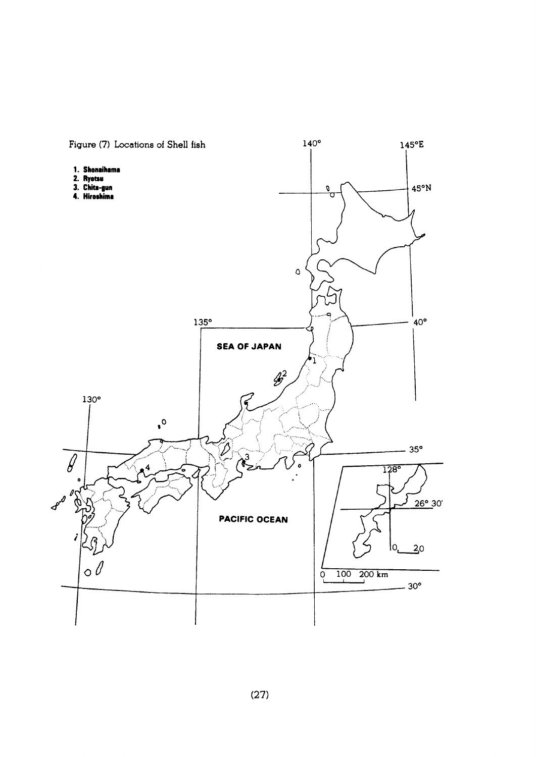Figure (7) Locations of Shell fish

1. Shonaihama
2. Ryotsu
3. Chita-gun
4. Hiroshima

140°

145°E

45°N

135°

40°

SEA OF JAPAN

130°

35°

128°

26° 30′

PACIFIC OCEAN

0 20

0 100 200 km

30°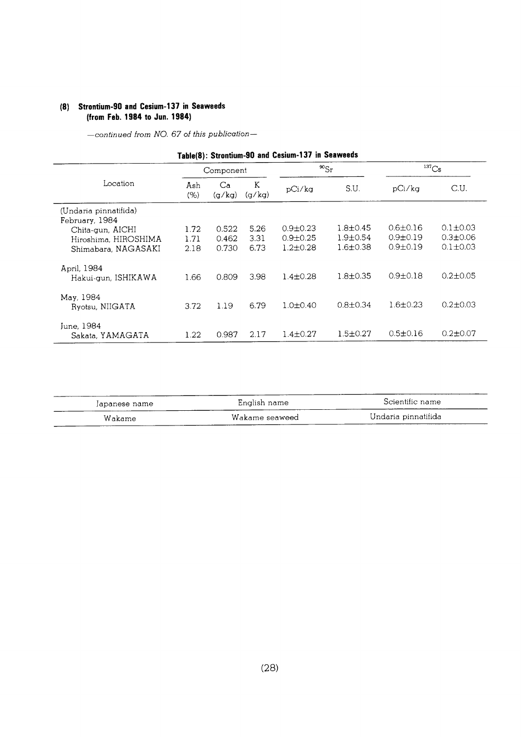### (8) Strontium-90 and Cesium-137 in Seaweeds (from Feb. 1984 to Jun. 1984)

*—continued from NO. 67 of this publication—*

**Table(8): Strontium-90 and Cesium-137 in Seaweeds**

| Location | Component | | | $^{90}Sr$ | | $^{137}Cs$ | |
|---|---|---|---|---|---|---|---|
| | Ash (%) | Ca (g/kg) | K (g/kg) | pCi/kg | S.U. | pCi/kg | C.U. |
| (Undaria pinnatifida) | | | | | | | |
| February, 1984 | | | | | | | |
| Chita-gun, AICHI | 1.72 | 0.522 | 5.26 | 0.9±0.23 | 1.8±0.45 | 0.6±0.16 | 0.1±0.03 |
| Hiroshima, HIROSHIMA | 1.71 | 0.462 | 3.31 | 0.9±0.25 | 1.9±0.54 | 0.9±0.19 | 0.3±0.06 |
| Shimabara, NAGASAKI | 2.18 | 0.730 | 6.73 | 1.2±0.28 | 1.6±0.38 | 0.9±0.19 | 0.1±0.03 |
| April, 1984 | | | | | | | |
| Hakui-gun, ISHIKAWA | 1.66 | 0.809 | 3.98 | 1.4±0.28 | 1.8±0.35 | 0.9±0.18 | 0.2±0.05 |
| May, 1984 | | | | | | | |
| Ryotsu, NIIGATA | 3.72 | 1.19 | 6.79 | 1.0±0.40 | 0.8±0.34 | 1.6±0.23 | 0.2±0.03 |
| June, 1984 | | | | | | | |
| Sakata, YAMAGATA | 1.22 | 0.987 | 2.17 | 1.4±0.27 | 1.5±0.27 | 0.5±0.16 | 0.2±0.07 |

| Japanese name | English name | Scientific name |
|---|---|---|
| Wakame | Wakame seaweed | Undaria pinnatifida |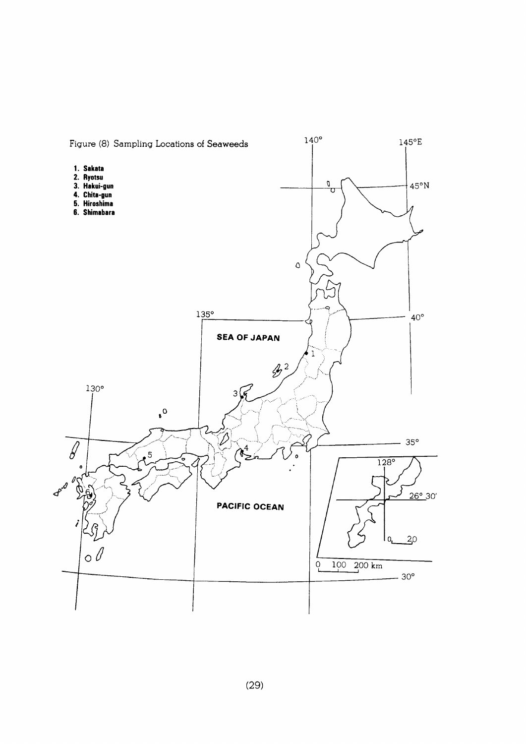Figure (8) Sampling Locations of Seaweeds

1. Sakata
2. Ryotsu
3. Hakui-gun
4. Chita-gun
5. Hiroshima
6. Shimabara

140°

145°E

45°N

135°

40°

SEA OF JAPAN

130°

35°

PACIFIC OCEAN

128°

26° 30′

0 20

0 100 200 km

30°